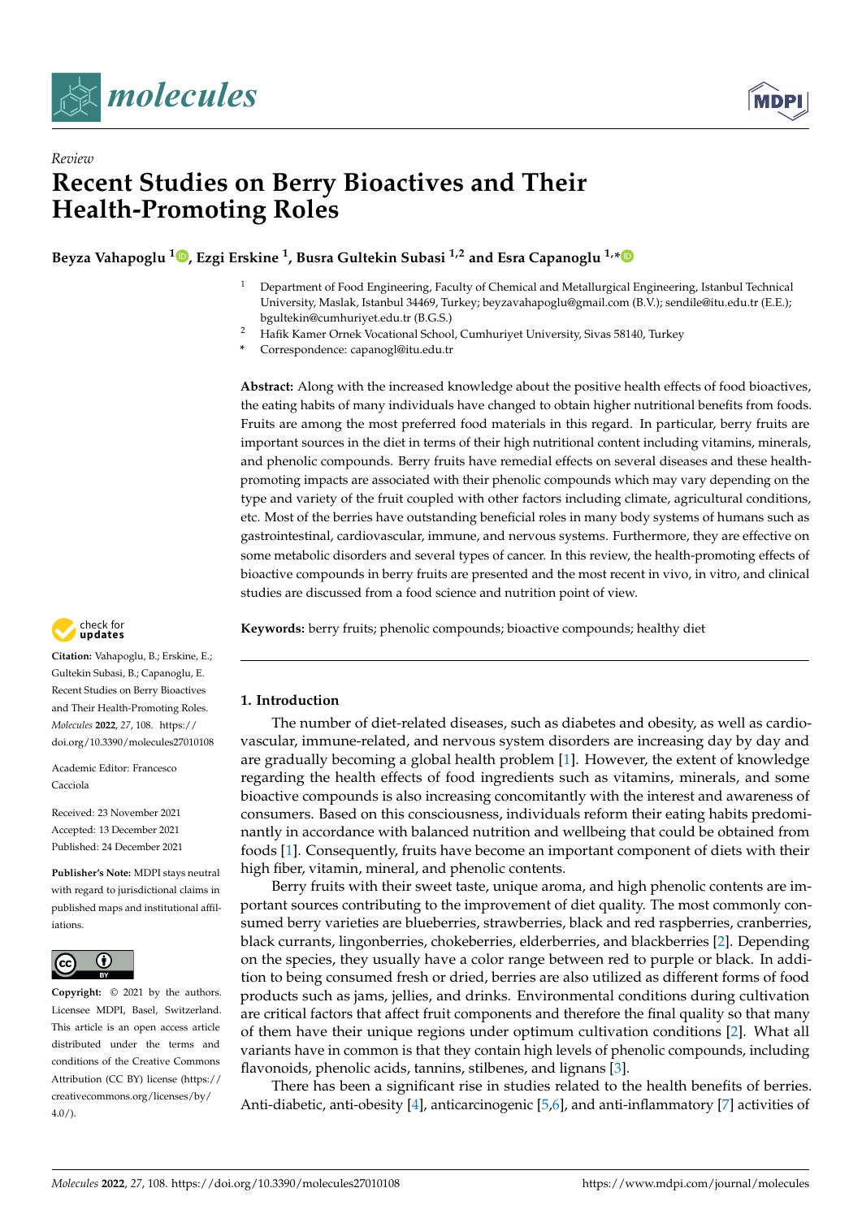*Review*

# Recent Studies on Berry Bioactives and Their Health-Promoting Roles

**Beyza Vahapoglu [1], Ezgi Erskine [1], Busra Gultekin Subasi [1,2] and Esra Capanoglu [1,*]**

[1] Department of Food Engineering, Faculty of Chemical and Metallurgical Engineering, Istanbul Technical University, Maslak, Istanbul 34469, Turkey; beyzavahapoglu@gmail.com (B.V.); sendile@itu.edu.tr (E.E.); bgultekin@cumhuriyet.edu.tr (B.G.S.)

[2] Hafik Kamer Ornek Vocational School, Cumhuriyet University, Sivas 58140, Turkey

\* Correspondence: capanogl@itu.edu.tr

**Abstract:** Along with the increased knowledge about the positive health effects of food bioactives, the eating habits of many individuals have changed to obtain higher nutritional benefits from foods. Fruits are among the most preferred food materials in this regard. In particular, berry fruits are important sources in the diet in terms of their high nutritional content including vitamins, minerals, and phenolic compounds. Berry fruits have remedial effects on several diseases and these health-promoting impacts are associated with their phenolic compounds which may vary depending on the type and variety of the fruit coupled with other factors including climate, agricultural conditions, etc. Most of the berries have outstanding beneficial roles in many body systems of humans such as gastrointestinal, cardiovascular, immune, and nervous systems. Furthermore, they are effective on some metabolic disorders and several types of cancer. In this review, the health-promoting effects of bioactive compounds in berry fruits are presented and the most recent in vivo, in vitro, and clinical studies are discussed from a food science and nutrition point of view.

**Keywords:** berry fruits; phenolic compounds; bioactive compounds; healthy diet

**Citation:** Vahapoglu, B.; Erskine, E.; Gultekin Subasi, B.; Capanoglu, E. Recent Studies on Berry Bioactives and Their Health-Promoting Roles. *Molecules* **2022**, *27*, 108. https://doi.org/10.3390/molecules27010108

Academic Editor: Francesco Cacciola

Received: 23 November 2021
Accepted: 13 December 2021
Published: 24 December 2021

**Publisher's Note:** MDPI stays neutral with regard to jurisdictional claims in published maps and institutional affiliations.

**Copyright:** © 2021 by the authors. Licensee MDPI, Basel, Switzerland. This article is an open access article distributed under the terms and conditions of the Creative Commons Attribution (CC BY) license (https://creativecommons.org/licenses/by/4.0/).

## 1. Introduction

The number of diet-related diseases, such as diabetes and obesity, as well as cardiovascular, immune-related, and nervous system disorders are increasing day by day and are gradually becoming a global health problem [1]. However, the extent of knowledge regarding the health effects of food ingredients such as vitamins, minerals, and some bioactive compounds is also increasing concomitantly with the interest and awareness of consumers. Based on this consciousness, individuals reform their eating habits predominantly in accordance with balanced nutrition and wellbeing that could be obtained from foods [1]. Consequently, fruits have become an important component of diets with their high fiber, vitamin, mineral, and phenolic contents.

Berry fruits with their sweet taste, unique aroma, and high phenolic contents are important sources contributing to the improvement of diet quality. The most commonly consumed berry varieties are blueberries, strawberries, black and red raspberries, cranberries, black currants, lingonberries, chokeberries, elderberries, and blackberries [2]. Depending on the species, they usually have a color range between red to purple or black. In addition to being consumed fresh or dried, berries are also utilized as different forms of food products such as jams, jellies, and drinks. Environmental conditions during cultivation are critical factors that affect fruit components and therefore the final quality so that many of them have their unique regions under optimum cultivation conditions [2]. What all variants have in common is that they contain high levels of phenolic compounds, including flavonoids, phenolic acids, tannins, stilbenes, and lignans [3].

There has been a significant rise in studies related to the health benefits of berries. Anti-diabetic, anti-obesity [4], anticarcinogenic [5,6], and anti-inflammatory [7] activities of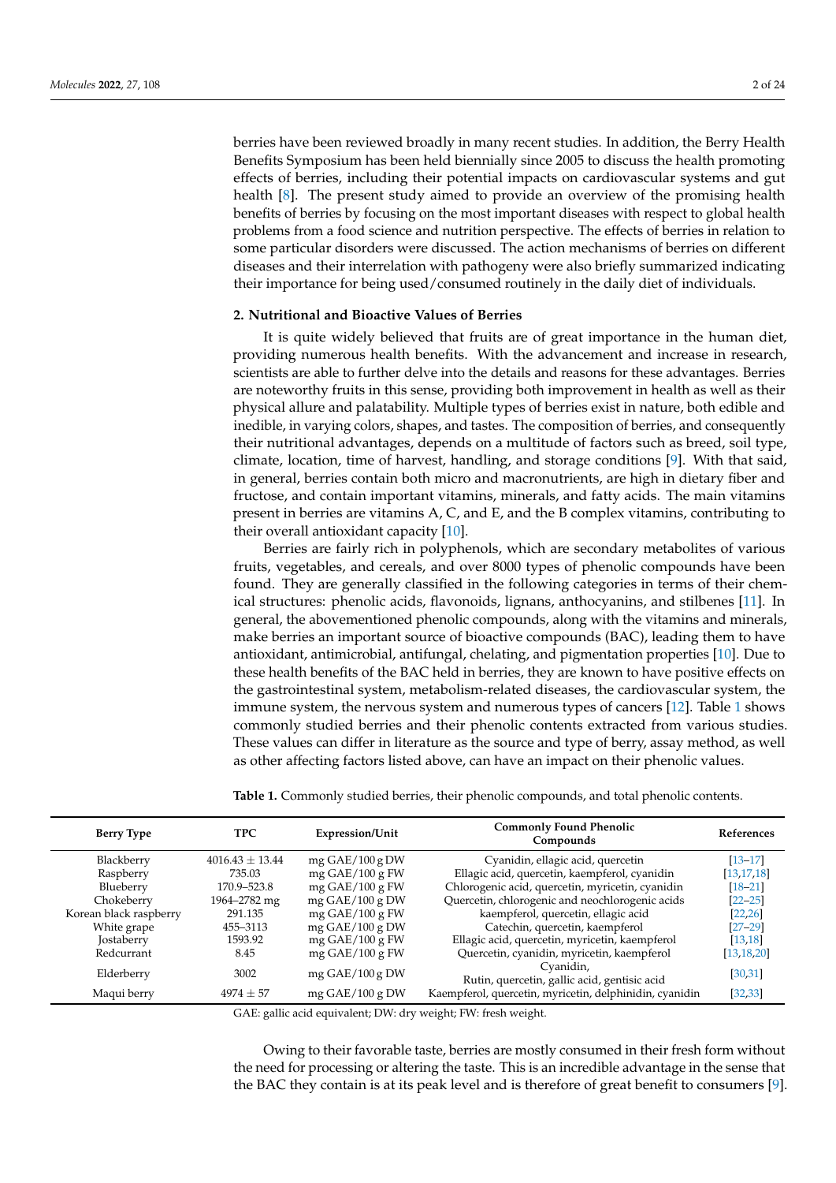berries have been reviewed broadly in many recent studies. In addition, the Berry Health Benefits Symposium has been held biennially since 2005 to discuss the health promoting effects of berries, including their potential impacts on cardiovascular systems and gut health [8]. The present study aimed to provide an overview of the promising health benefits of berries by focusing on the most important diseases with respect to global health problems from a food science and nutrition perspective. The effects of berries in relation to some particular disorders were discussed. The action mechanisms of berries on different diseases and their interrelation with pathogeny were also briefly summarized indicating their importance for being used/consumed routinely in the daily diet of individuals.

## 2. Nutritional and Bioactive Values of Berries

It is quite widely believed that fruits are of great importance in the human diet, providing numerous health benefits. With the advancement and increase in research, scientists are able to further delve into the details and reasons for these advantages. Berries are noteworthy fruits in this sense, providing both improvement in health as well as their physical allure and palatability. Multiple types of berries exist in nature, both edible and inedible, in varying colors, shapes, and tastes. The composition of berries, and consequently their nutritional advantages, depends on a multitude of factors such as breed, soil type, climate, location, time of harvest, handling, and storage conditions [9]. With that said, in general, berries contain both micro and macronutrients, are high in dietary fiber and fructose, and contain important vitamins, minerals, and fatty acids. The main vitamins present in berries are vitamins A, C, and E, and the B complex vitamins, contributing to their overall antioxidant capacity [10].

Berries are fairly rich in polyphenols, which are secondary metabolites of various fruits, vegetables, and cereals, and over 8000 types of phenolic compounds have been found. They are generally classified in the following categories in terms of their chemical structures: phenolic acids, flavonoids, lignans, anthocyanins, and stilbenes [11]. In general, the abovementioned phenolic compounds, along with the vitamins and minerals, make berries an important source of bioactive compounds (BAC), leading them to have antioxidant, antimicrobial, antifungal, chelating, and pigmentation properties [10]. Due to these health benefits of the BAC held in berries, they are known to have positive effects on the gastrointestinal system, metabolism-related diseases, the cardiovascular system, the immune system, the nervous system and numerous types of cancers [12]. Table 1 shows commonly studied berries and their phenolic contents extracted from various studies. These values can differ in literature as the source and type of berry, assay method, as well as other affecting factors listed above, can have an impact on their phenolic values.

**Table 1.** Commonly studied berries, their phenolic compounds, and total phenolic contents.

| Berry Type | TPC | Expression/Unit | Commonly Found Phenolic Compounds | References |
|---|---|---|---|---|
| Blackberry | 4016.43 ± 13.44 | mg GAE/100 g DW | Cyanidin, ellagic acid, quercetin | [13–17] |
| Raspberry | 735.03 | mg GAE/100 g FW | Ellagic acid, quercetin, kaempferol, cyanidin | [13,17,18] |
| Blueberry | 170.9–523.8 | mg GAE/100 g FW | Chlorogenic acid, quercetin, myricetin, cyanidin | [18–21] |
| Chokeberry | 1964–2782 mg | mg GAE/100 g DW | Quercetin, chlorogenic and neochlorogenic acids | [22–25] |
| Korean black raspberry | 291.135 | mg GAE/100 g FW | kaempferol, quercetin, ellagic acid | [22,26] |
| White grape | 455–3113 | mg GAE/100 g DW | Catechin, quercetin, kaempferol | [27–29] |
| Jostaberry | 1593.92 | mg GAE/100 g FW | Ellagic acid, quercetin, myricetin, kaempferol | [13,18] |
| Redcurrant | 8.45 | mg GAE/100 g FW | Quercetin, cyanidin, myricetin, kaempferol | [13,18,20] |
| Elderberry | 3002 | mg GAE/100 g DW | Cyanidin, Rutin, quercetin, gallic acid, gentisic acid | [30,31] |
| Maqui berry | 4974 ± 57 | mg GAE/100 g DW | Kaempferol, quercetin, myricetin, delphinidin, cyanidin | [32,33] |

GAE: gallic acid equivalent; DW: dry weight; FW: fresh weight.

Owing to their favorable taste, berries are mostly consumed in their fresh form without the need for processing or altering the taste. This is an incredible advantage in the sense that the BAC they contain is at its peak level and is therefore of great benefit to consumers [9].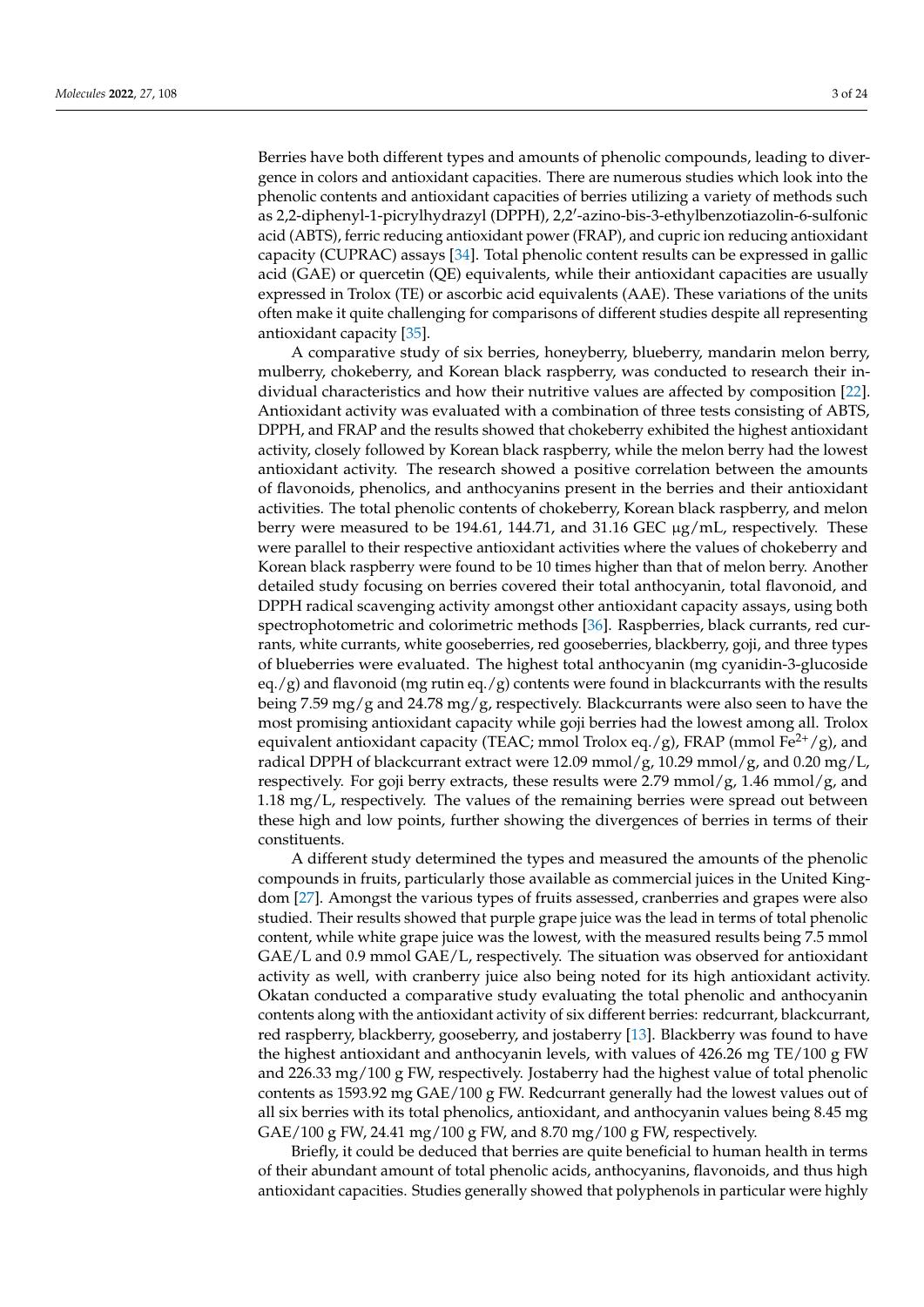Berries have both different types and amounts of phenolic compounds, leading to divergence in colors and antioxidant capacities. There are numerous studies which look into the phenolic contents and antioxidant capacities of berries utilizing a variety of methods such as 2,2-diphenyl-1-picrylhydrazyl (DPPH), 2,2′-azino-bis-3-ethylbenzotiazolin-6-sulfonic acid (ABTS), ferric reducing antioxidant power (FRAP), and cupric ion reducing antioxidant capacity (CUPRAC) assays [34]. Total phenolic content results can be expressed in gallic acid (GAE) or quercetin (QE) equivalents, while their antioxidant capacities are usually expressed in Trolox (TE) or ascorbic acid equivalents (AAE). These variations of the units often make it quite challenging for comparisons of different studies despite all representing antioxidant capacity [35].

A comparative study of six berries, honeyberry, blueberry, mandarin melon berry, mulberry, chokeberry, and Korean black raspberry, was conducted to research their individual characteristics and how their nutritive values are affected by composition [22]. Antioxidant activity was evaluated with a combination of three tests consisting of ABTS, DPPH, and FRAP and the results showed that chokeberry exhibited the highest antioxidant activity, closely followed by Korean black raspberry, while the melon berry had the lowest antioxidant activity. The research showed a positive correlation between the amounts of flavonoids, phenolics, and anthocyanins present in the berries and their antioxidant activities. The total phenolic contents of chokeberry, Korean black raspberry, and melon berry were measured to be 194.61, 144.71, and 31.16 GEC µg/mL, respectively. These were parallel to their respective antioxidant activities where the values of chokeberry and Korean black raspberry were found to be 10 times higher than that of melon berry. Another detailed study focusing on berries covered their total anthocyanin, total flavonoid, and DPPH radical scavenging activity amongst other antioxidant capacity assays, using both spectrophotometric and colorimetric methods [36]. Raspberries, black currants, red currants, white currants, white gooseberries, red gooseberries, blackberry, goji, and three types of blueberries were evaluated. The highest total anthocyanin (mg cyanidin-3-glucoside eq./g) and flavonoid (mg rutin eq./g) contents were found in blackcurrants with the results being 7.59 mg/g and 24.78 mg/g, respectively. Blackcurrants were also seen to have the most promising antioxidant capacity while goji berries had the lowest among all. Trolox equivalent antioxidant capacity (TEAC; mmol Trolox eq./g), FRAP (mmol $Fe^{2+}$/g), and radical DPPH of blackcurrant extract were 12.09 mmol/g, 10.29 mmol/g, and 0.20 mg/L, respectively. For goji berry extracts, these results were 2.79 mmol/g, 1.46 mmol/g, and 1.18 mg/L, respectively. The values of the remaining berries were spread out between these high and low points, further showing the divergences of berries in terms of their constituents.

A different study determined the types and measured the amounts of the phenolic compounds in fruits, particularly those available as commercial juices in the United Kingdom [27]. Amongst the various types of fruits assessed, cranberries and grapes were also studied. Their results showed that purple grape juice was the lead in terms of total phenolic content, while white grape juice was the lowest, with the measured results being 7.5 mmol GAE/L and 0.9 mmol GAE/L, respectively. The situation was observed for antioxidant activity as well, with cranberry juice also being noted for its high antioxidant activity. Okatan conducted a comparative study evaluating the total phenolic and anthocyanin contents along with the antioxidant activity of six different berries: redcurrant, blackcurrant, red raspberry, blackberry, gooseberry, and jostaberry [13]. Blackberry was found to have the highest antioxidant and anthocyanin levels, with values of 426.26 mg TE/100 g FW and 226.33 mg/100 g FW, respectively. Jostaberry had the highest value of total phenolic contents as 1593.92 mg GAE/100 g FW. Redcurrant generally had the lowest values out of all six berries with its total phenolics, antioxidant, and anthocyanin values being 8.45 mg GAE/100 g FW, 24.41 mg/100 g FW, and 8.70 mg/100 g FW, respectively.

Briefly, it could be deduced that berries are quite beneficial to human health in terms of their abundant amount of total phenolic acids, anthocyanins, flavonoids, and thus high antioxidant capacities. Studies generally showed that polyphenols in particular were highly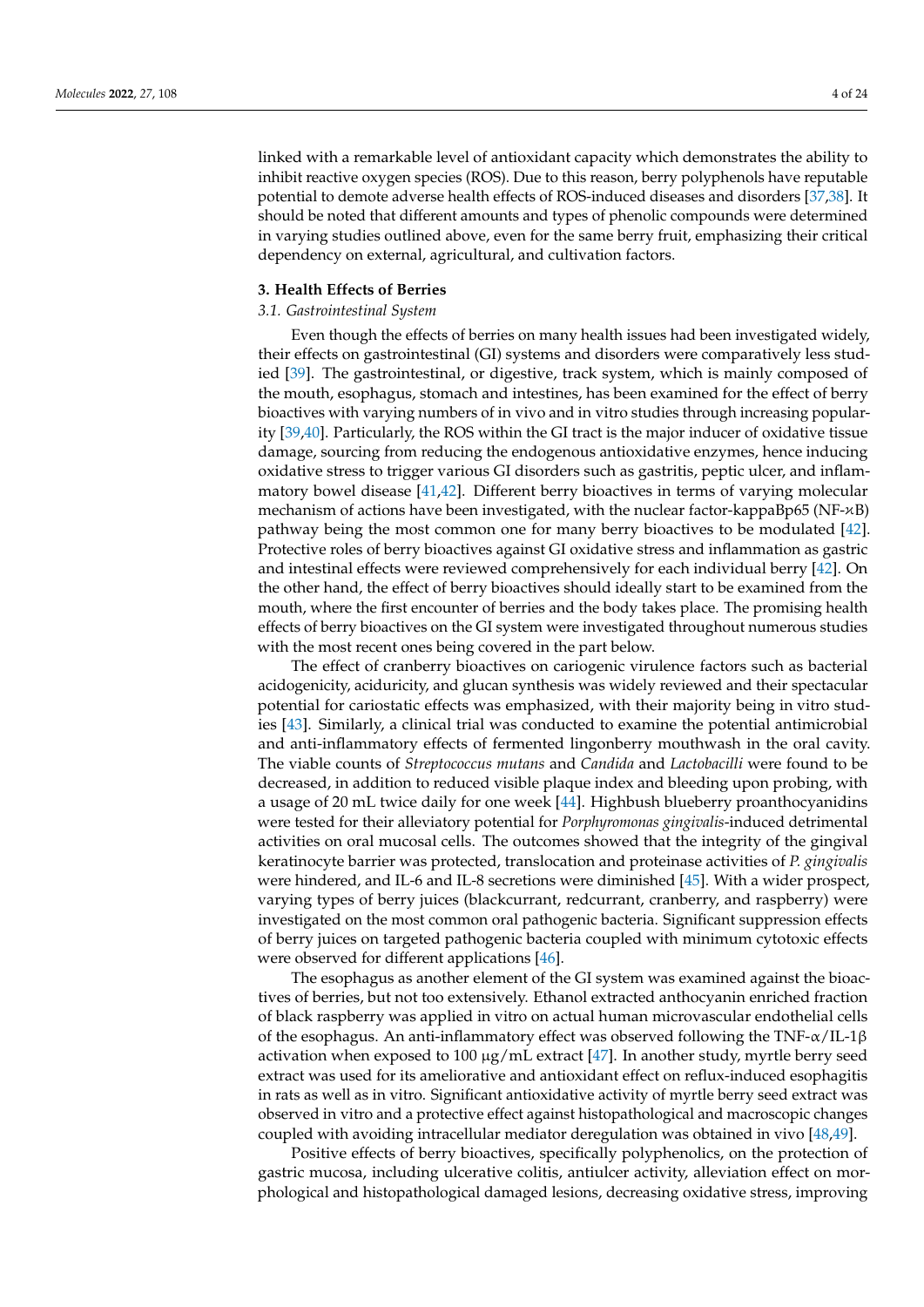linked with a remarkable level of antioxidant capacity which demonstrates the ability to inhibit reactive oxygen species (ROS). Due to this reason, berry polyphenols have reputable potential to demote adverse health effects of ROS-induced diseases and disorders [37,38]. It should be noted that different amounts and types of phenolic compounds were determined in varying studies outlined above, even for the same berry fruit, emphasizing their critical dependency on external, agricultural, and cultivation factors.

## 3. Health Effects of Berries

### *3.1. Gastrointestinal System*

Even though the effects of berries on many health issues had been investigated widely, their effects on gastrointestinal (GI) systems and disorders were comparatively less studied [39]. The gastrointestinal, or digestive, track system, which is mainly composed of the mouth, esophagus, stomach and intestines, has been examined for the effect of berry bioactives with varying numbers of in vivo and in vitro studies through increasing popularity [39,40]. Particularly, the ROS within the GI tract is the major inducer of oxidative tissue damage, sourcing from reducing the endogenous antioxidative enzymes, hence inducing oxidative stress to trigger various GI disorders such as gastritis, peptic ulcer, and inflammatory bowel disease [41,42]. Different berry bioactives in terms of varying molecular mechanism of actions have been investigated, with the nuclear factor-kappaBp65 (NF-$\kappa$B) pathway being the most common one for many berry bioactives to be modulated [42]. Protective roles of berry bioactives against GI oxidative stress and inflammation as gastric and intestinal effects were reviewed comprehensively for each individual berry [42]. On the other hand, the effect of berry bioactives should ideally start to be examined from the mouth, where the first encounter of berries and the body takes place. The promising health effects of berry bioactives on the GI system were investigated throughout numerous studies with the most recent ones being covered in the part below.

The effect of cranberry bioactives on cariogenic virulence factors such as bacterial acidogenicity, aciduricity, and glucan synthesis was widely reviewed and their spectacular potential for cariostatic effects was emphasized, with their majority being in vitro studies [43]. Similarly, a clinical trial was conducted to examine the potential antimicrobial and anti-inflammatory effects of fermented lingonberry mouthwash in the oral cavity. The viable counts of *Streptococcus mutans* and *Candida* and *Lactobacilli* were found to be decreased, in addition to reduced visible plaque index and bleeding upon probing, with a usage of 20 mL twice daily for one week [44]. Highbush blueberry proanthocyanidins were tested for their alleviatory potential for *Porphyromonas gingivalis*-induced detrimental activities on oral mucosal cells. The outcomes showed that the integrity of the gingival keratinocyte barrier was protected, translocation and proteinase activities of *P. gingivalis* were hindered, and IL-6 and IL-8 secretions were diminished [45]. With a wider prospect, varying types of berry juices (blackcurrant, redcurrant, cranberry, and raspberry) were investigated on the most common oral pathogenic bacteria. Significant suppression effects of berry juices on targeted pathogenic bacteria coupled with minimum cytotoxic effects were observed for different applications [46].

The esophagus as another element of the GI system was examined against the bioactives of berries, but not too extensively. Ethanol extracted anthocyanin enriched fraction of black raspberry was applied in vitro on actual human microvascular endothelial cells of the esophagus. An anti-inflammatory effect was observed following the TNF-$\alpha$/IL-1$\beta$ activation when exposed to 100 $\mu$g/mL extract [47]. In another study, myrtle berry seed extract was used for its ameliorative and antioxidant effect on reflux-induced esophagitis in rats as well as in vitro. Significant antioxidative activity of myrtle berry seed extract was observed in vitro and a protective effect against histopathological and macroscopic changes coupled with avoiding intracellular mediator deregulation was obtained in vivo [48,49].

Positive effects of berry bioactives, specifically polyphenolics, on the protection of gastric mucosa, including ulcerative colitis, antiulcer activity, alleviation effect on morphological and histopathological damaged lesions, decreasing oxidative stress, improving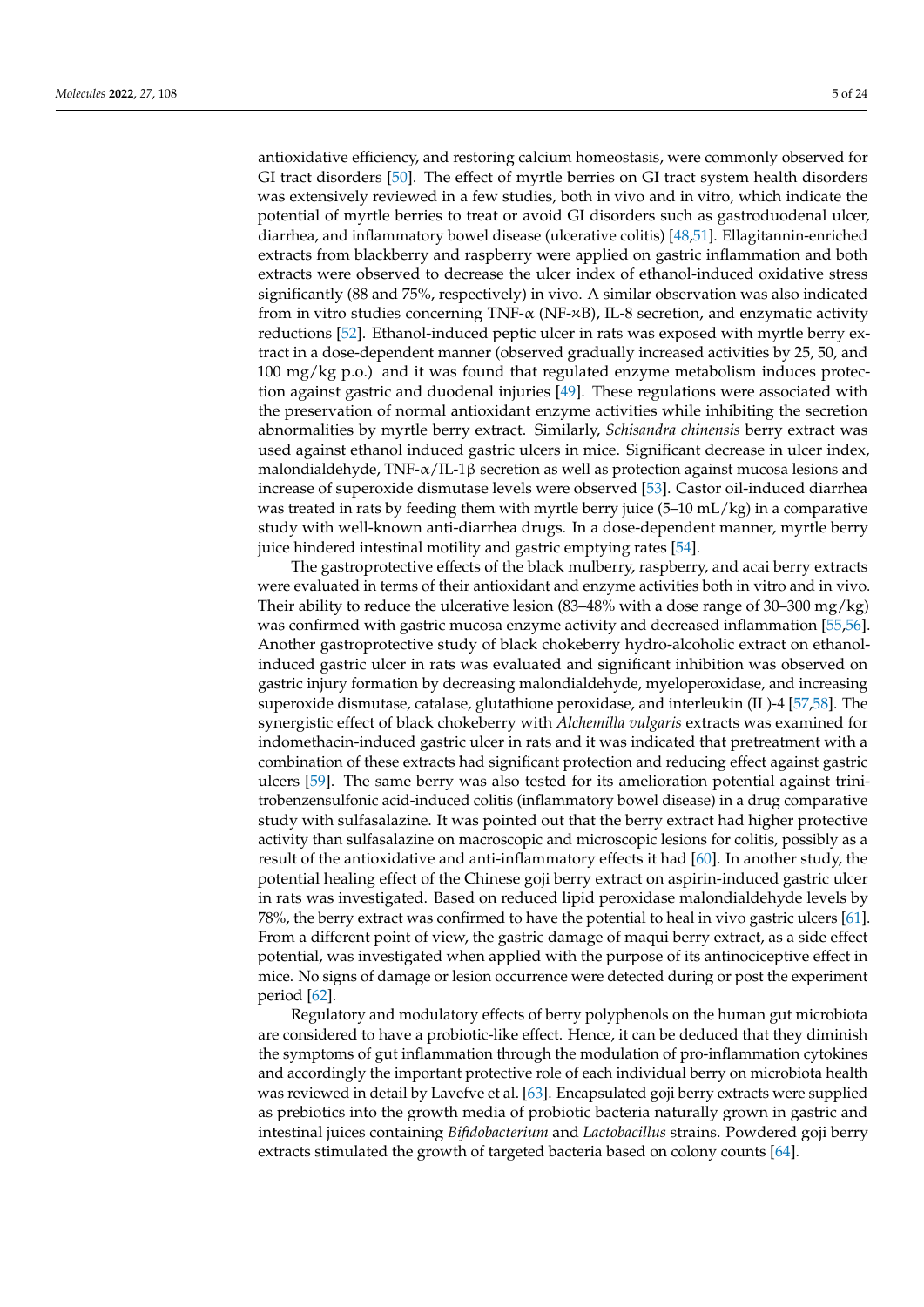antioxidative efficiency, and restoring calcium homeostasis, were commonly observed for GI tract disorders [50]. The effect of myrtle berries on GI tract system health disorders was extensively reviewed in a few studies, both in vivo and in vitro, which indicate the potential of myrtle berries to treat or avoid GI disorders such as gastroduodenal ulcer, diarrhea, and inflammatory bowel disease (ulcerative colitis) [48,51]. Ellagitannin-enriched extracts from blackberry and raspberry were applied on gastric inflammation and both extracts were observed to decrease the ulcer index of ethanol-induced oxidative stress significantly (88 and 75%, respectively) in vivo. A similar observation was also indicated from in vitro studies concerning TNF-$\alpha$ (NF-$\kappa$B), IL-8 secretion, and enzymatic activity reductions [52]. Ethanol-induced peptic ulcer in rats was exposed with myrtle berry extract in a dose-dependent manner (observed gradually increased activities by 25, 50, and 100 mg/kg p.o.) and it was found that regulated enzyme metabolism induces protection against gastric and duodenal injuries [49]. These regulations were associated with the preservation of normal antioxidant enzyme activities while inhibiting the secretion abnormalities by myrtle berry extract. Similarly, *Schisandra chinensis* berry extract was used against ethanol induced gastric ulcers in mice. Significant decrease in ulcer index, malondialdehyde, TNF-$\alpha$/IL-1$\beta$ secretion as well as protection against mucosa lesions and increase of superoxide dismutase levels were observed [53]. Castor oil-induced diarrhea was treated in rats by feeding them with myrtle berry juice (5–10 mL/kg) in a comparative study with well-known anti-diarrhea drugs. In a dose-dependent manner, myrtle berry juice hindered intestinal motility and gastric emptying rates [54].

The gastroprotective effects of the black mulberry, raspberry, and acai berry extracts were evaluated in terms of their antioxidant and enzyme activities both in vitro and in vivo. Their ability to reduce the ulcerative lesion (83–48% with a dose range of 30–300 mg/kg) was confirmed with gastric mucosa enzyme activity and decreased inflammation [55,56]. Another gastroprotective study of black chokeberry hydro-alcoholic extract on ethanol-induced gastric ulcer in rats was evaluated and significant inhibition was observed on gastric injury formation by decreasing malondialdehyde, myeloperoxidase, and increasing superoxide dismutase, catalase, glutathione peroxidase, and interleukin (IL)-4 [57,58]. The synergistic effect of black chokeberry with *Alchemilla vulgaris* extracts was examined for indomethacin-induced gastric ulcer in rats and it was indicated that pretreatment with a combination of these extracts had significant protection and reducing effect against gastric ulcers [59]. The same berry was also tested for its amelioration potential against trinitrobenzensulfonic acid-induced colitis (inflammatory bowel disease) in a drug comparative study with sulfasalazine. It was pointed out that the berry extract had higher protective activity than sulfasalazine on macroscopic and microscopic lesions for colitis, possibly as a result of the antioxidative and anti-inflammatory effects it had [60]. In another study, the potential healing effect of the Chinese goji berry extract on aspirin-induced gastric ulcer in rats was investigated. Based on reduced lipid peroxidase malondialdehyde levels by 78%, the berry extract was confirmed to have the potential to heal in vivo gastric ulcers [61]. From a different point of view, the gastric damage of maqui berry extract, as a side effect potential, was investigated when applied with the purpose of its antinociceptive effect in mice. No signs of damage or lesion occurrence were detected during or post the experiment period [62].

Regulatory and modulatory effects of berry polyphenols on the human gut microbiota are considered to have a probiotic-like effect. Hence, it can be deduced that they diminish the symptoms of gut inflammation through the modulation of pro-inflammation cytokines and accordingly the important protective role of each individual berry on microbiota health was reviewed in detail by Lavefve et al. [63]. Encapsulated goji berry extracts were supplied as prebiotics into the growth media of probiotic bacteria naturally grown in gastric and intestinal juices containing *Bifidobacterium* and *Lactobacillus* strains. Powdered goji berry extracts stimulated the growth of targeted bacteria based on colony counts [64].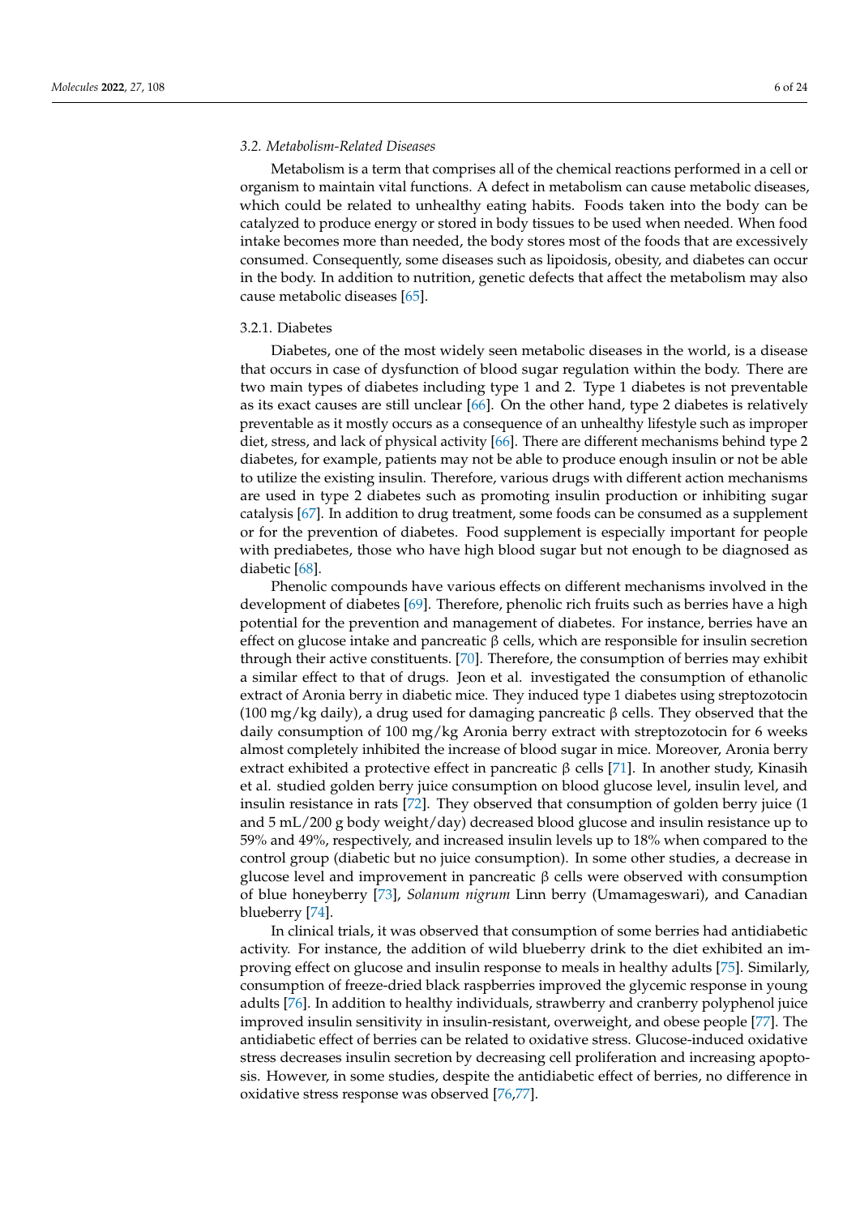### 3.2. Metabolism-Related Diseases

Metabolism is a term that comprises all of the chemical reactions performed in a cell or organism to maintain vital functions. A defect in metabolism can cause metabolic diseases, which could be related to unhealthy eating habits. Foods taken into the body can be catalyzed to produce energy or stored in body tissues to be used when needed. When food intake becomes more than needed, the body stores most of the foods that are excessively consumed. Consequently, some diseases such as lipoidosis, obesity, and diabetes can occur in the body. In addition to nutrition, genetic defects that affect the metabolism may also cause metabolic diseases [65].

#### 3.2.1. Diabetes

Diabetes, one of the most widely seen metabolic diseases in the world, is a disease that occurs in case of dysfunction of blood sugar regulation within the body. There are two main types of diabetes including type 1 and 2. Type 1 diabetes is not preventable as its exact causes are still unclear [66]. On the other hand, type 2 diabetes is relatively preventable as it mostly occurs as a consequence of an unhealthy lifestyle such as improper diet, stress, and lack of physical activity [66]. There are different mechanisms behind type 2 diabetes, for example, patients may not be able to produce enough insulin or not be able to utilize the existing insulin. Therefore, various drugs with different action mechanisms are used in type 2 diabetes such as promoting insulin production or inhibiting sugar catalysis [67]. In addition to drug treatment, some foods can be consumed as a supplement or for the prevention of diabetes. Food supplement is especially important for people with prediabetes, those who have high blood sugar but not enough to be diagnosed as diabetic [68].

Phenolic compounds have various effects on different mechanisms involved in the development of diabetes [69]. Therefore, phenolic rich fruits such as berries have a high potential for the prevention and management of diabetes. For instance, berries have an effect on glucose intake and pancreatic β cells, which are responsible for insulin secretion through their active constituents. [70]. Therefore, the consumption of berries may exhibit a similar effect to that of drugs. Jeon et al. investigated the consumption of ethanolic extract of Aronia berry in diabetic mice. They induced type 1 diabetes using streptozotocin (100 mg/kg daily), a drug used for damaging pancreatic β cells. They observed that the daily consumption of 100 mg/kg Aronia berry extract with streptozotocin for 6 weeks almost completely inhibited the increase of blood sugar in mice. Moreover, Aronia berry extract exhibited a protective effect in pancreatic β cells [71]. In another study, Kinasih et al. studied golden berry juice consumption on blood glucose level, insulin level, and insulin resistance in rats [72]. They observed that consumption of golden berry juice (1 and 5 mL/200 g body weight/day) decreased blood glucose and insulin resistance up to 59% and 49%, respectively, and increased insulin levels up to 18% when compared to the control group (diabetic but no juice consumption). In some other studies, a decrease in glucose level and improvement in pancreatic β cells were observed with consumption of blue honeyberry [73], *Solanum nigrum* Linn berry (Umamageswari), and Canadian blueberry [74].

In clinical trials, it was observed that consumption of some berries had antidiabetic activity. For instance, the addition of wild blueberry drink to the diet exhibited an improving effect on glucose and insulin response to meals in healthy adults [75]. Similarly, consumption of freeze-dried black raspberries improved the glycemic response in young adults [76]. In addition to healthy individuals, strawberry and cranberry polyphenol juice improved insulin sensitivity in insulin-resistant, overweight, and obese people [77]. The antidiabetic effect of berries can be related to oxidative stress. Glucose-induced oxidative stress decreases insulin secretion by decreasing cell proliferation and increasing apoptosis. However, in some studies, despite the antidiabetic effect of berries, no difference in oxidative stress response was observed [76,77].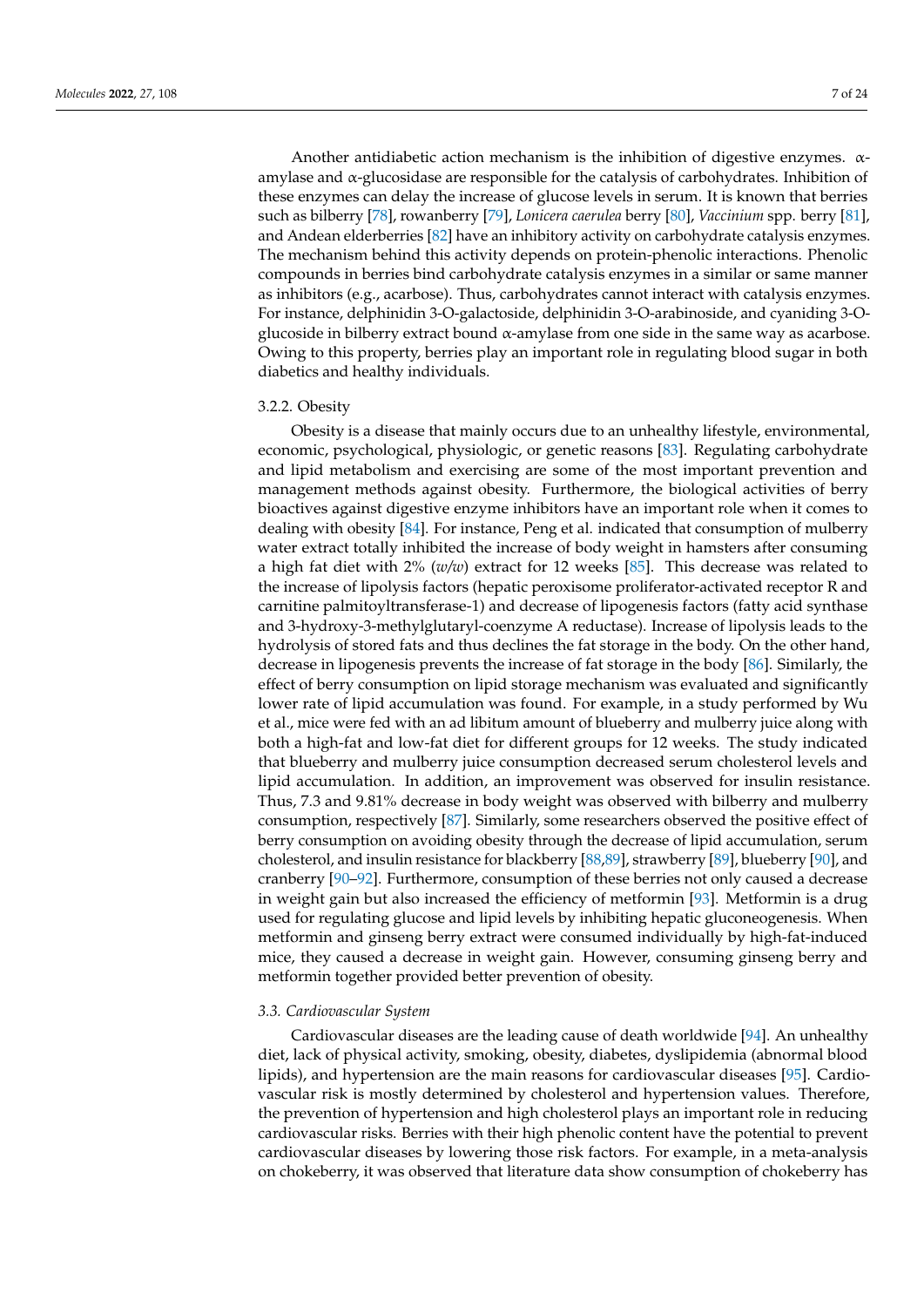Another antidiabetic action mechanism is the inhibition of digestive enzymes. α-amylase and α-glucosidase are responsible for the catalysis of carbohydrates. Inhibition of these enzymes can delay the increase of glucose levels in serum. It is known that berries such as bilberry [78], rowanberry [79], *Lonicera caerulea* berry [80], *Vaccinium* spp. berry [81], and Andean elderberries [82] have an inhibitory activity on carbohydrate catalysis enzymes. The mechanism behind this activity depends on protein-phenolic interactions. Phenolic compounds in berries bind carbohydrate catalysis enzymes in a similar or same manner as inhibitors (e.g., acarbose). Thus, carbohydrates cannot interact with catalysis enzymes. For instance, delphinidin 3-O-galactoside, delphinidin 3-O-arabinoside, and cyaniding 3-O-glucoside in bilberry extract bound α-amylase from one side in the same way as acarbose. Owing to this property, berries play an important role in regulating blood sugar in both diabetics and healthy individuals.

#### 3.2.2. Obesity

Obesity is a disease that mainly occurs due to an unhealthy lifestyle, environmental, economic, psychological, physiologic, or genetic reasons [83]. Regulating carbohydrate and lipid metabolism and exercising are some of the most important prevention and management methods against obesity. Furthermore, the biological activities of berry bioactives against digestive enzyme inhibitors have an important role when it comes to dealing with obesity [84]. For instance, Peng et al. indicated that consumption of mulberry water extract totally inhibited the increase of body weight in hamsters after consuming a high fat diet with 2% (*w/w*) extract for 12 weeks [85]. This decrease was related to the increase of lipolysis factors (hepatic peroxisome proliferator-activated receptor R and carnitine palmitoyltransferase-1) and decrease of lipogenesis factors (fatty acid synthase and 3-hydroxy-3-methylglutaryl-coenzyme A reductase). Increase of lipolysis leads to the hydrolysis of stored fats and thus declines the fat storage in the body. On the other hand, decrease in lipogenesis prevents the increase of fat storage in the body [86]. Similarly, the effect of berry consumption on lipid storage mechanism was evaluated and significantly lower rate of lipid accumulation was found. For example, in a study performed by Wu et al., mice were fed with an ad libitum amount of blueberry and mulberry juice along with both a high-fat and low-fat diet for different groups for 12 weeks. The study indicated that blueberry and mulberry juice consumption decreased serum cholesterol levels and lipid accumulation. In addition, an improvement was observed for insulin resistance. Thus, 7.3 and 9.81% decrease in body weight was observed with bilberry and mulberry consumption, respectively [87]. Similarly, some researchers observed the positive effect of berry consumption on avoiding obesity through the decrease of lipid accumulation, serum cholesterol, and insulin resistance for blackberry [88,89], strawberry [89], blueberry [90], and cranberry [90–92]. Furthermore, consumption of these berries not only caused a decrease in weight gain but also increased the efficiency of metformin [93]. Metformin is a drug used for regulating glucose and lipid levels by inhibiting hepatic gluconeogenesis. When metformin and ginseng berry extract were consumed individually by high-fat-induced mice, they caused a decrease in weight gain. However, consuming ginseng berry and metformin together provided better prevention of obesity.

### *3.3. Cardiovascular System*

Cardiovascular diseases are the leading cause of death worldwide [94]. An unhealthy diet, lack of physical activity, smoking, obesity, diabetes, dyslipidemia (abnormal blood lipids), and hypertension are the main reasons for cardiovascular diseases [95]. Cardiovascular risk is mostly determined by cholesterol and hypertension values. Therefore, the prevention of hypertension and high cholesterol plays an important role in reducing cardiovascular risks. Berries with their high phenolic content have the potential to prevent cardiovascular diseases by lowering those risk factors. For example, in a meta-analysis on chokeberry, it was observed that literature data show consumption of chokeberry has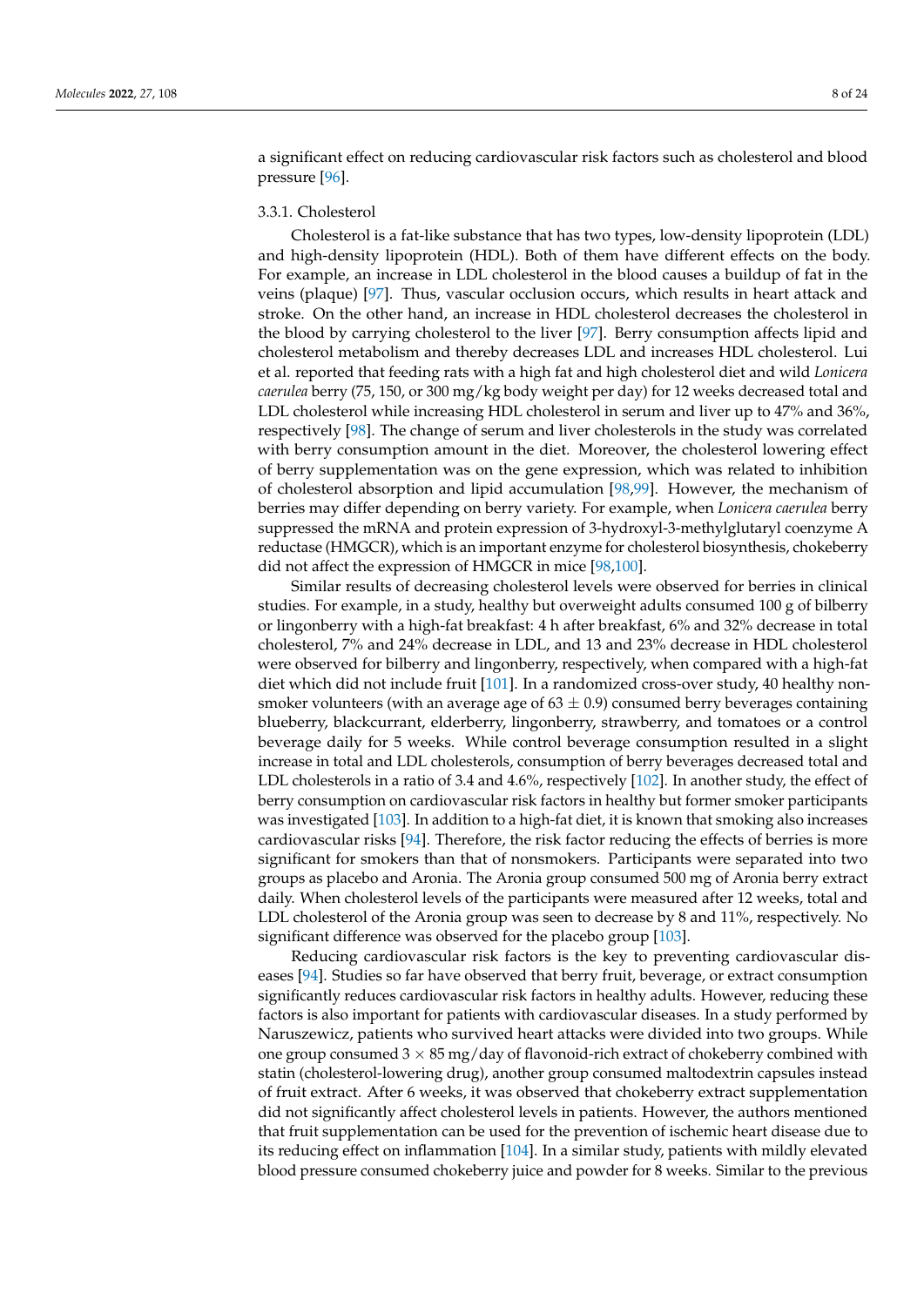a significant effect on reducing cardiovascular risk factors such as cholesterol and blood pressure [96].

#### 3.3.1. Cholesterol

Cholesterol is a fat-like substance that has two types, low-density lipoprotein (LDL) and high-density lipoprotein (HDL). Both of them have different effects on the body. For example, an increase in LDL cholesterol in the blood causes a buildup of fat in the veins (plaque) [97]. Thus, vascular occlusion occurs, which results in heart attack and stroke. On the other hand, an increase in HDL cholesterol decreases the cholesterol in the blood by carrying cholesterol to the liver [97]. Berry consumption affects lipid and cholesterol metabolism and thereby decreases LDL and increases HDL cholesterol. Lui et al. reported that feeding rats with a high fat and high cholesterol diet and wild *Lonicera caerulea* berry (75, 150, or 300 mg/kg body weight per day) for 12 weeks decreased total and LDL cholesterol while increasing HDL cholesterol in serum and liver up to 47% and 36%, respectively [98]. The change of serum and liver cholesterols in the study was correlated with berry consumption amount in the diet. Moreover, the cholesterol lowering effect of berry supplementation was on the gene expression, which was related to inhibition of cholesterol absorption and lipid accumulation [98,99]. However, the mechanism of berries may differ depending on berry variety. For example, when *Lonicera caerulea* berry suppressed the mRNA and protein expression of 3-hydroxyl-3-methylglutaryl coenzyme A reductase (HMGCR), which is an important enzyme for cholesterol biosynthesis, chokeberry did not affect the expression of HMGCR in mice [98,100].

Similar results of decreasing cholesterol levels were observed for berries in clinical studies. For example, in a study, healthy but overweight adults consumed 100 g of bilberry or lingonberry with a high-fat breakfast: 4 h after breakfast, 6% and 32% decrease in total cholesterol, 7% and 24% decrease in LDL, and 13 and 23% decrease in HDL cholesterol were observed for bilberry and lingonberry, respectively, when compared with a high-fat diet which did not include fruit [101]. In a randomized cross-over study, 40 healthy non-smoker volunteers (with an average age of $63 \pm 0.9$) consumed berry beverages containing blueberry, blackcurrant, elderberry, lingonberry, strawberry, and tomatoes or a control beverage daily for 5 weeks. While control beverage consumption resulted in a slight increase in total and LDL cholesterols, consumption of berry beverages decreased total and LDL cholesterols in a ratio of 3.4 and 4.6%, respectively [102]. In another study, the effect of berry consumption on cardiovascular risk factors in healthy but former smoker participants was investigated [103]. In addition to a high-fat diet, it is known that smoking also increases cardiovascular risks [94]. Therefore, the risk factor reducing the effects of berries is more significant for smokers than that of nonsmokers. Participants were separated into two groups as placebo and Aronia. The Aronia group consumed 500 mg of Aronia berry extract daily. When cholesterol levels of the participants were measured after 12 weeks, total and LDL cholesterol of the Aronia group was seen to decrease by 8 and 11%, respectively. No significant difference was observed for the placebo group [103].

Reducing cardiovascular risk factors is the key to preventing cardiovascular diseases [94]. Studies so far have observed that berry fruit, beverage, or extract consumption significantly reduces cardiovascular risk factors in healthy adults. However, reducing these factors is also important for patients with cardiovascular diseases. In a study performed by Naruszewicz, patients who survived heart attacks were divided into two groups. While one group consumed $3 \times 85$ mg/day of flavonoid-rich extract of chokeberry combined with statin (cholesterol-lowering drug), another group consumed maltodextrin capsules instead of fruit extract. After 6 weeks, it was observed that chokeberry extract supplementation did not significantly affect cholesterol levels in patients. However, the authors mentioned that fruit supplementation can be used for the prevention of ischemic heart disease due to its reducing effect on inflammation [104]. In a similar study, patients with mildly elevated blood pressure consumed chokeberry juice and powder for 8 weeks. Similar to the previous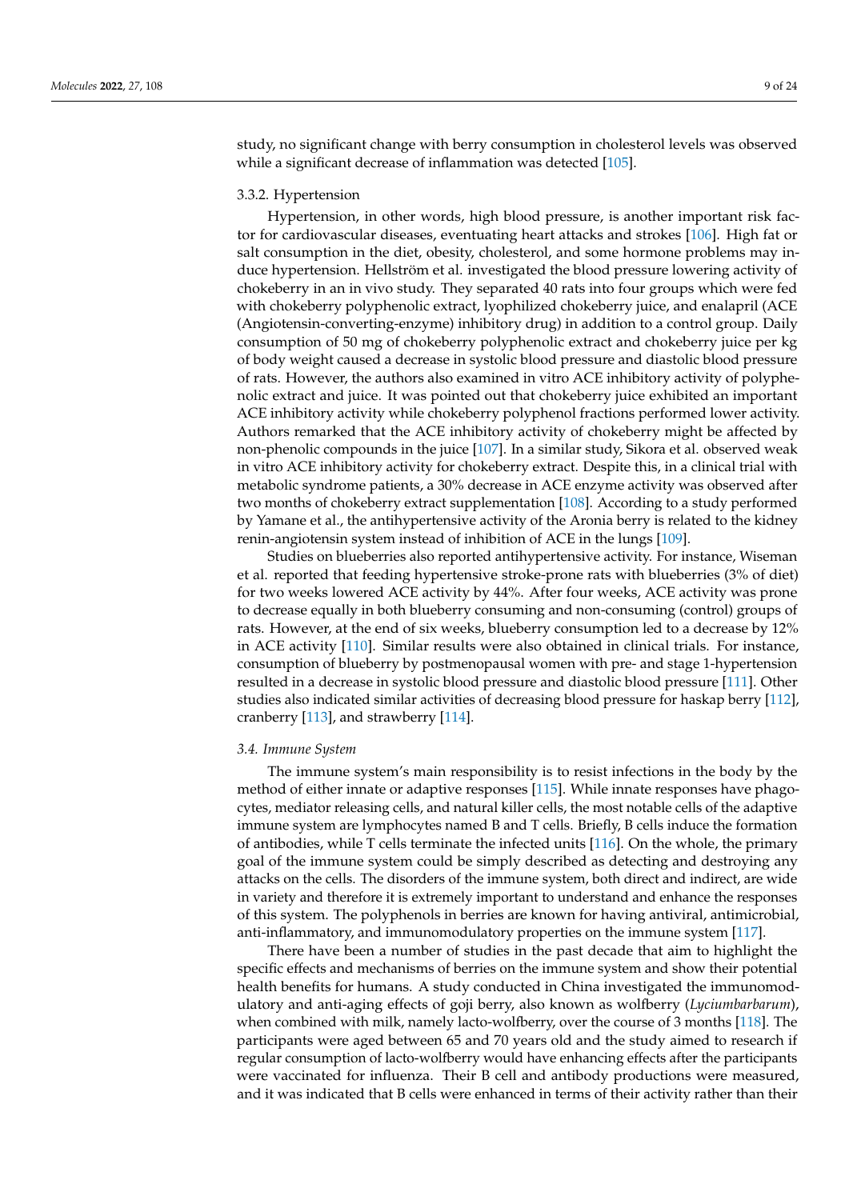study, no significant change with berry consumption in cholesterol levels was observed while a significant decrease of inflammation was detected [105].

### 3.3.2. Hypertension

Hypertension, in other words, high blood pressure, is another important risk factor for cardiovascular diseases, eventuating heart attacks and strokes [106]. High fat or salt consumption in the diet, obesity, cholesterol, and some hormone problems may induce hypertension. Hellström et al. investigated the blood pressure lowering activity of chokeberry in an in vivo study. They separated 40 rats into four groups which were fed with chokeberry polyphenolic extract, lyophilized chokeberry juice, and enalapril (ACE (Angiotensin-converting-enzyme) inhibitory drug) in addition to a control group. Daily consumption of 50 mg of chokeberry polyphenolic extract and chokeberry juice per kg of body weight caused a decrease in systolic blood pressure and diastolic blood pressure of rats. However, the authors also examined in vitro ACE inhibitory activity of polyphenolic extract and juice. It was pointed out that chokeberry juice exhibited an important ACE inhibitory activity while chokeberry polyphenol fractions performed lower activity. Authors remarked that the ACE inhibitory activity of chokeberry might be affected by non-phenolic compounds in the juice [107]. In a similar study, Sikora et al. observed weak in vitro ACE inhibitory activity for chokeberry extract. Despite this, in a clinical trial with metabolic syndrome patients, a 30% decrease in ACE enzyme activity was observed after two months of chokeberry extract supplementation [108]. According to a study performed by Yamane et al., the antihypertensive activity of the Aronia berry is related to the kidney renin-angiotensin system instead of inhibition of ACE in the lungs [109].

Studies on blueberries also reported antihypertensive activity. For instance, Wiseman et al. reported that feeding hypertensive stroke-prone rats with blueberries (3% of diet) for two weeks lowered ACE activity by 44%. After four weeks, ACE activity was prone to decrease equally in both blueberry consuming and non-consuming (control) groups of rats. However, at the end of six weeks, blueberry consumption led to a decrease by 12% in ACE activity [110]. Similar results were also obtained in clinical trials. For instance, consumption of blueberry by postmenopausal women with pre- and stage 1-hypertension resulted in a decrease in systolic blood pressure and diastolic blood pressure [111]. Other studies also indicated similar activities of decreasing blood pressure for haskap berry [112], cranberry [113], and strawberry [114].

### *3.4. Immune System*

The immune system's main responsibility is to resist infections in the body by the method of either innate or adaptive responses [115]. While innate responses have phagocytes, mediator releasing cells, and natural killer cells, the most notable cells of the adaptive immune system are lymphocytes named B and T cells. Briefly, B cells induce the formation of antibodies, while T cells terminate the infected units [116]. On the whole, the primary goal of the immune system could be simply described as detecting and destroying any attacks on the cells. The disorders of the immune system, both direct and indirect, are wide in variety and therefore it is extremely important to understand and enhance the responses of this system. The polyphenols in berries are known for having antiviral, antimicrobial, anti-inflammatory, and immunomodulatory properties on the immune system [117].

There have been a number of studies in the past decade that aim to highlight the specific effects and mechanisms of berries on the immune system and show their potential health benefits for humans. A study conducted in China investigated the immunomodulatory and anti-aging effects of goji berry, also known as wolfberry (*Lyciumbarbarum*), when combined with milk, namely lacto-wolfberry, over the course of 3 months [118]. The participants were aged between 65 and 70 years old and the study aimed to research if regular consumption of lacto-wolfberry would have enhancing effects after the participants were vaccinated for influenza. Their B cell and antibody productions were measured, and it was indicated that B cells were enhanced in terms of their activity rather than their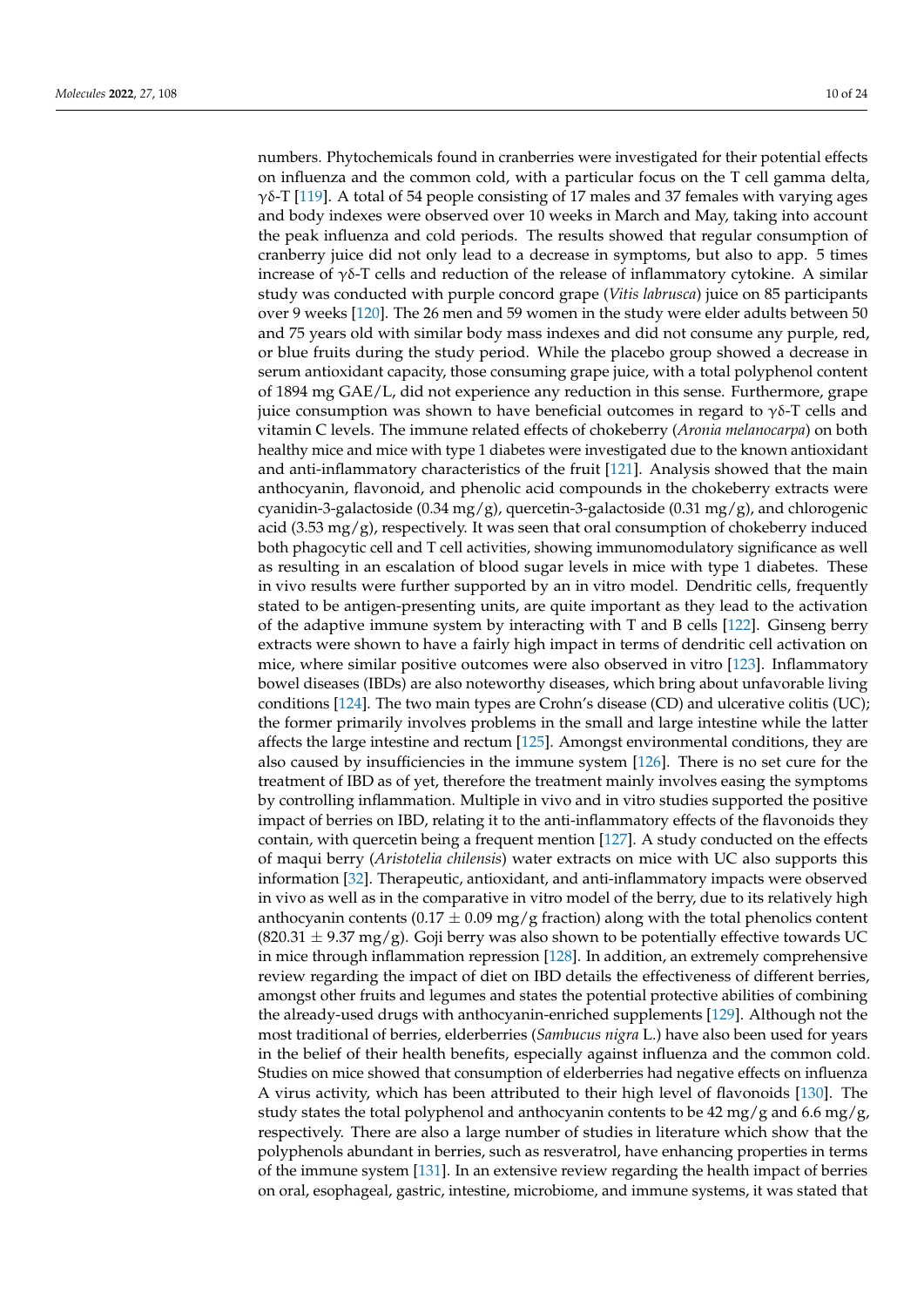numbers. Phytochemicals found in cranberries were investigated for their potential effects on influenza and the common cold, with a particular focus on the T cell gamma delta, γδ-T [119]. A total of 54 people consisting of 17 males and 37 females with varying ages and body indexes were observed over 10 weeks in March and May, taking into account the peak influenza and cold periods. The results showed that regular consumption of cranberry juice did not only lead to a decrease in symptoms, but also to app. 5 times increase of γδ-T cells and reduction of the release of inflammatory cytokine. A similar study was conducted with purple concord grape (*Vitis labrusca*) juice on 85 participants over 9 weeks [120]. The 26 men and 59 women in the study were elder adults between 50 and 75 years old with similar body mass indexes and did not consume any purple, red, or blue fruits during the study period. While the placebo group showed a decrease in serum antioxidant capacity, those consuming grape juice, with a total polyphenol content of 1894 mg GAE/L, did not experience any reduction in this sense. Furthermore, grape juice consumption was shown to have beneficial outcomes in regard to γδ-T cells and vitamin C levels. The immune related effects of chokeberry (*Aronia melanocarpa*) on both healthy mice and mice with type 1 diabetes were investigated due to the known antioxidant and anti-inflammatory characteristics of the fruit [121]. Analysis showed that the main anthocyanin, flavonoid, and phenolic acid compounds in the chokeberry extracts were cyanidin-3-galactoside (0.34 mg/g), quercetin-3-galactoside (0.31 mg/g), and chlorogenic acid (3.53 mg/g), respectively. It was seen that oral consumption of chokeberry induced both phagocytic cell and T cell activities, showing immunomodulatory significance as well as resulting in an escalation of blood sugar levels in mice with type 1 diabetes. These in vivo results were further supported by an in vitro model. Dendritic cells, frequently stated to be antigen-presenting units, are quite important as they lead to the activation of the adaptive immune system by interacting with T and B cells [122]. Ginseng berry extracts were shown to have a fairly high impact in terms of dendritic cell activation on mice, where similar positive outcomes were also observed in vitro [123]. Inflammatory bowel diseases (IBDs) are also noteworthy diseases, which bring about unfavorable living conditions [124]. The two main types are Crohn's disease (CD) and ulcerative colitis (UC); the former primarily involves problems in the small and large intestine while the latter affects the large intestine and rectum [125]. Amongst environmental conditions, they are also caused by insufficiencies in the immune system [126]. There is no set cure for the treatment of IBD as of yet, therefore the treatment mainly involves easing the symptoms by controlling inflammation. Multiple in vivo and in vitro studies supported the positive impact of berries on IBD, relating it to the anti-inflammatory effects of the flavonoids they contain, with quercetin being a frequent mention [127]. A study conducted on the effects of maqui berry (*Aristotelia chilensis*) water extracts on mice with UC also supports this information [32]. Therapeutic, antioxidant, and anti-inflammatory impacts were observed in vivo as well as in the comparative in vitro model of the berry, due to its relatively high anthocyanin contents ($0.17 \pm 0.09$ mg/g fraction) along with the total phenolics content ($820.31 \pm 9.37$ mg/g). Goji berry was also shown to be potentially effective towards UC in mice through inflammation repression [128]. In addition, an extremely comprehensive review regarding the impact of diet on IBD details the effectiveness of different berries, amongst other fruits and legumes and states the potential protective abilities of combining the already-used drugs with anthocyanin-enriched supplements [129]. Although not the most traditional of berries, elderberries (*Sambucus nigra* L.) have also been used for years in the belief of their health benefits, especially against influenza and the common cold. Studies on mice showed that consumption of elderberries had negative effects on influenza A virus activity, which has been attributed to their high level of flavonoids [130]. The study states the total polyphenol and anthocyanin contents to be 42 mg/g and 6.6 mg/g, respectively. There are also a large number of studies in literature which show that the polyphenols abundant in berries, such as resveratrol, have enhancing properties in terms of the immune system [131]. In an extensive review regarding the health impact of berries on oral, esophageal, gastric, intestine, microbiome, and immune systems, it was stated that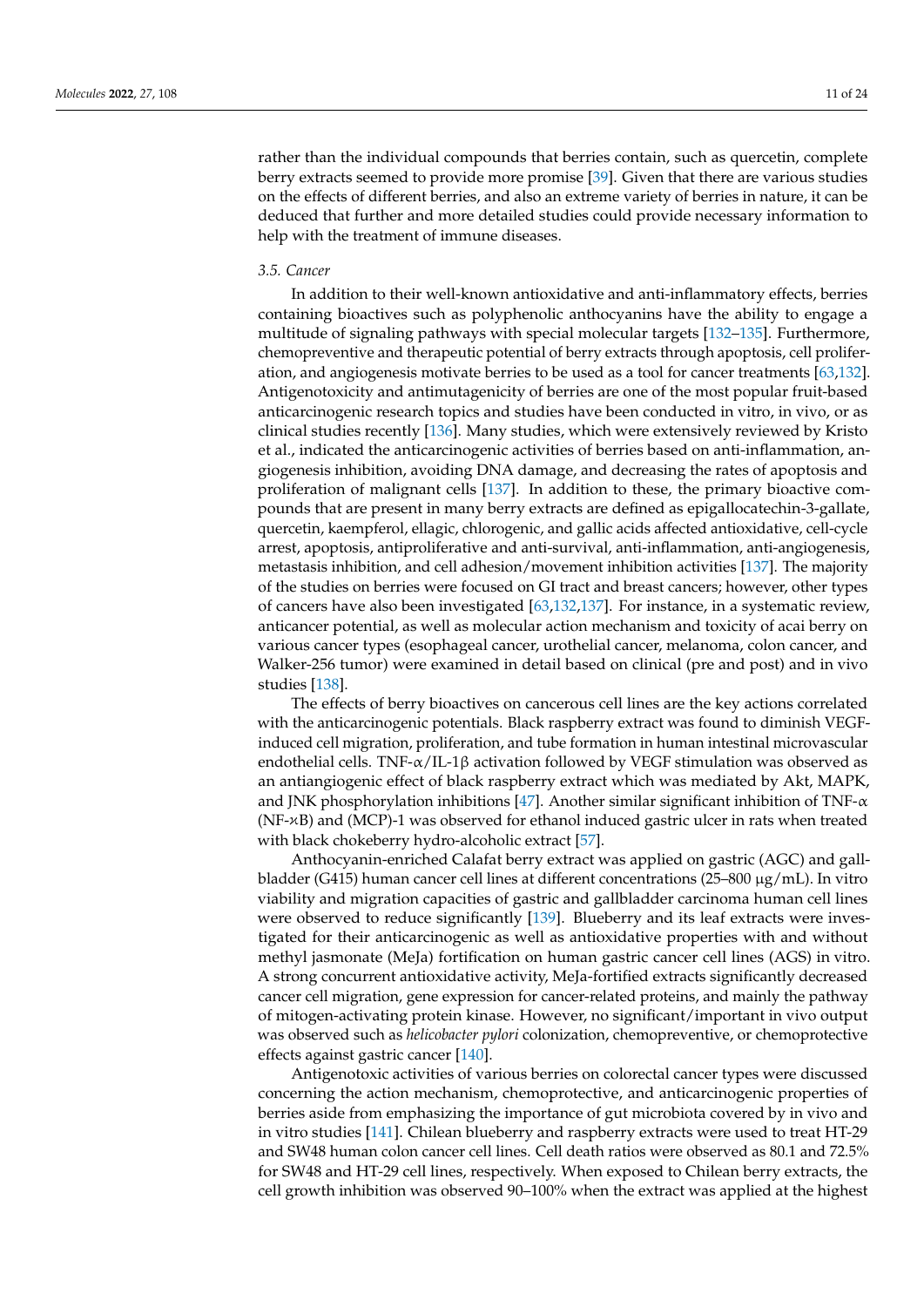rather than the individual compounds that berries contain, such as quercetin, complete berry extracts seemed to provide more promise [39]. Given that there are various studies on the effects of different berries, and also an extreme variety of berries in nature, it can be deduced that further and more detailed studies could provide necessary information to help with the treatment of immune diseases.

### *3.5. Cancer*

In addition to their well-known antioxidative and anti-inflammatory effects, berries containing bioactives such as polyphenolic anthocyanins have the ability to engage a multitude of signaling pathways with special molecular targets [132–135]. Furthermore, chemopreventive and therapeutic potential of berry extracts through apoptosis, cell proliferation, and angiogenesis motivate berries to be used as a tool for cancer treatments [63,132]. Antigenotoxicity and antimutagenicity of berries are one of the most popular fruit-based anticarcinogenic research topics and studies have been conducted in vitro, in vivo, or as clinical studies recently [136]. Many studies, which were extensively reviewed by Kristo et al., indicated the anticarcinogenic activities of berries based on anti-inflammation, angiogenesis inhibition, avoiding DNA damage, and decreasing the rates of apoptosis and proliferation of malignant cells [137]. In addition to these, the primary bioactive compounds that are present in many berry extracts are defined as epigallocatechin-3-gallate, quercetin, kaempferol, ellagic, chlorogenic, and gallic acids affected antioxidative, cell-cycle arrest, apoptosis, antiproliferative and anti-survival, anti-inflammation, anti-angiogenesis, metastasis inhibition, and cell adhesion/movement inhibition activities [137]. The majority of the studies on berries were focused on GI tract and breast cancers; however, other types of cancers have also been investigated [63,132,137]. For instance, in a systematic review, anticancer potential, as well as molecular action mechanism and toxicity of acai berry on various cancer types (esophageal cancer, urothelial cancer, melanoma, colon cancer, and Walker-256 tumor) were examined in detail based on clinical (pre and post) and in vivo studies [138].

The effects of berry bioactives on cancerous cell lines are the key actions correlated with the anticarcinogenic potentials. Black raspberry extract was found to diminish VEGF-induced cell migration, proliferation, and tube formation in human intestinal microvascular endothelial cells. TNF-$\alpha$/IL-1$\beta$ activation followed by VEGF stimulation was observed as an antiangiogenic effect of black raspberry extract which was mediated by Akt, MAPK, and JNK phosphorylation inhibitions [47]. Another similar significant inhibition of TNF-$\alpha$ (NF-$\kappa$B) and (MCP)-1 was observed for ethanol induced gastric ulcer in rats when treated with black chokeberry hydro-alcoholic extract [57].

Anthocyanin-enriched Calafat berry extract was applied on gastric (AGC) and gallbladder (G415) human cancer cell lines at different concentrations (25–800 $\mu$g/mL). In vitro viability and migration capacities of gastric and gallbladder carcinoma human cell lines were observed to reduce significantly [139]. Blueberry and its leaf extracts were investigated for their anticarcinogenic as well as antioxidative properties with and without methyl jasmonate (MeJa) fortification on human gastric cancer cell lines (AGS) in vitro. A strong concurrent antioxidative activity, MeJa-fortified extracts significantly decreased cancer cell migration, gene expression for cancer-related proteins, and mainly the pathway of mitogen-activating protein kinase. However, no significant/important in vivo output was observed such as *helicobacter pylori* colonization, chemopreventive, or chemoprotective effects against gastric cancer [140].

Antigenotoxic activities of various berries on colorectal cancer types were discussed concerning the action mechanism, chemoprotective, and anticarcinogenic properties of berries aside from emphasizing the importance of gut microbiota covered by in vivo and in vitro studies [141]. Chilean blueberry and raspberry extracts were used to treat HT-29 and SW48 human colon cancer cell lines. Cell death ratios were observed as 80.1 and 72.5% for SW48 and HT-29 cell lines, respectively. When exposed to Chilean berry extracts, the cell growth inhibition was observed 90–100% when the extract was applied at the highest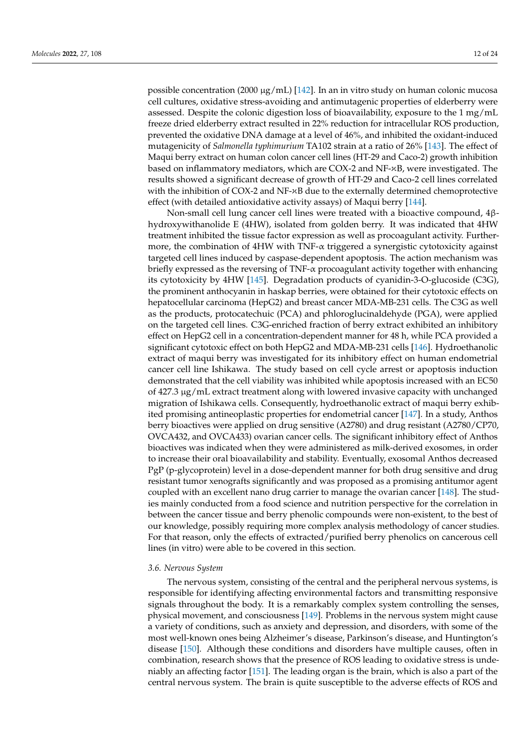possible concentration (2000 μg/mL) [142]. In an in vitro study on human colonic mucosa cell cultures, oxidative stress-avoiding and antimutagenic properties of elderberry were assessed. Despite the colonic digestion loss of bioavailability, exposure to the 1 mg/mL freeze dried elderberry extract resulted in 22% reduction for intracellular ROS production, prevented the oxidative DNA damage at a level of 46%, and inhibited the oxidant-induced mutagenicity of *Salmonella typhimurium* TA102 strain at a ratio of 26% [143]. The effect of Maqui berry extract on human colon cancer cell lines (HT-29 and Caco-2) growth inhibition based on inflammatory mediators, which are COX-2 and NF-κB, were investigated. The results showed a significant decrease of growth of HT-29 and Caco-2 cell lines correlated with the inhibition of COX-2 and NF-κB due to the externally determined chemoprotective effect (with detailed antioxidative activity assays) of Maqui berry [144].

Non-small cell lung cancer cell lines were treated with a bioactive compound, 4β-hydroxywithanolide E (4HW), isolated from golden berry. It was indicated that 4HW treatment inhibited the tissue factor expression as well as procoagulant activity. Furthermore, the combination of 4HW with TNF-α triggered a synergistic cytotoxicity against targeted cell lines induced by caspase-dependent apoptosis. The action mechanism was briefly expressed as the reversing of TNF-α procoagulant activity together with enhancing its cytotoxicity by 4HW [145]. Degradation products of cyanidin-3-O-glucoside (C3G), the prominent anthocyanin in haskap berries, were obtained for their cytotoxic effects on hepatocellular carcinoma (HepG2) and breast cancer MDA-MB-231 cells. The C3G as well as the products, protocatechuic (PCA) and phloroglucinaldehyde (PGA), were applied on the targeted cell lines. C3G-enriched fraction of berry extract exhibited an inhibitory effect on HepG2 cell in a concentration-dependent manner for 48 h, while PCA provided a significant cytotoxic effect on both HepG2 and MDA-MB-231 cells [146]. Hydroethanolic extract of maqui berry was investigated for its inhibitory effect on human endometrial cancer cell line Ishikawa. The study based on cell cycle arrest or apoptosis induction demonstrated that the cell viability was inhibited while apoptosis increased with an $EC_{50}$ of 427.3 μg/mL extract treatment along with lowered invasive capacity with unchanged migration of Ishikawa cells. Consequently, hydroethanolic extract of maqui berry exhibited promising antineoplastic properties for endometrial cancer [147]. In a study, Anthos berry bioactives were applied on drug sensitive (A2780) and drug resistant (A2780/CP70, OVCA432, and OVCA433) ovarian cancer cells. The significant inhibitory effect of Anthos bioactives was indicated when they were administered as milk-derived exosomes, in order to increase their oral bioavailability and stability. Eventually, exosomal Anthos decreased PgP (p-glycoprotein) level in a dose-dependent manner for both drug sensitive and drug resistant tumor xenografts significantly and was proposed as a promising antitumor agent coupled with an excellent nano drug carrier to manage the ovarian cancer [148]. The studies mainly conducted from a food science and nutrition perspective for the correlation in between the cancer tissue and berry phenolic compounds were non-existent, to the best of our knowledge, possibly requiring more complex analysis methodology of cancer studies. For that reason, only the effects of extracted/purified berry phenolics on cancerous cell lines (in vitro) were able to be covered in this section.

### 3.6. Nervous System

The nervous system, consisting of the central and the peripheral nervous systems, is responsible for identifying affecting environmental factors and transmitting responsive signals throughout the body. It is a remarkably complex system controlling the senses, physical movement, and consciousness [149]. Problems in the nervous system might cause a variety of conditions, such as anxiety and depression, and disorders, with some of the most well-known ones being Alzheimer's disease, Parkinson's disease, and Huntington's disease [150]. Although these conditions and disorders have multiple causes, often in combination, research shows that the presence of ROS leading to oxidative stress is undeniably an affecting factor [151]. The leading organ is the brain, which is also a part of the central nervous system. The brain is quite susceptible to the adverse effects of ROS and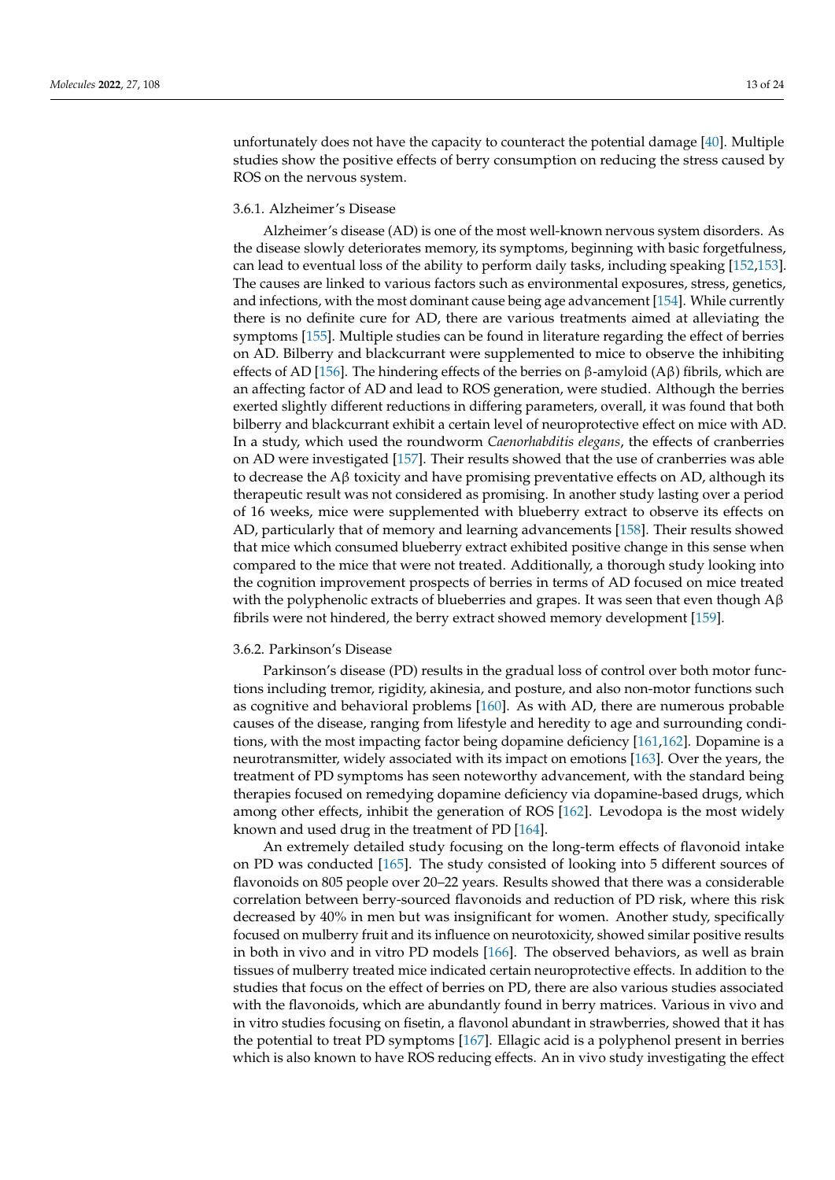unfortunately does not have the capacity to counteract the potential damage [40]. Multiple studies show the positive effects of berry consumption on reducing the stress caused by ROS on the nervous system.

#### 3.6.1. Alzheimer's Disease

Alzheimer's disease (AD) is one of the most well-known nervous system disorders. As the disease slowly deteriorates memory, its symptoms, beginning with basic forgetfulness, can lead to eventual loss of the ability to perform daily tasks, including speaking [152,153]. The causes are linked to various factors such as environmental exposures, stress, genetics, and infections, with the most dominant cause being age advancement [154]. While currently there is no definite cure for AD, there are various treatments aimed at alleviating the symptoms [155]. Multiple studies can be found in literature regarding the effect of berries on AD. Bilberry and blackcurrant were supplemented to mice to observe the inhibiting effects of AD [156]. The hindering effects of the berries on β-amyloid (Aβ) fibrils, which are an affecting factor of AD and lead to ROS generation, were studied. Although the berries exerted slightly different reductions in differing parameters, overall, it was found that both bilberry and blackcurrant exhibit a certain level of neuroprotective effect on mice with AD. In a study, which used the roundworm *Caenorhabditis elegans*, the effects of cranberries on AD were investigated [157]. Their results showed that the use of cranberries was able to decrease the Aβ toxicity and have promising preventative effects on AD, although its therapeutic result was not considered as promising. In another study lasting over a period of 16 weeks, mice were supplemented with blueberry extract to observe its effects on AD, particularly that of memory and learning advancements [158]. Their results showed that mice which consumed blueberry extract exhibited positive change in this sense when compared to the mice that were not treated. Additionally, a thorough study looking into the cognition improvement prospects of berries in terms of AD focused on mice treated with the polyphenolic extracts of blueberries and grapes. It was seen that even though Aβ fibrils were not hindered, the berry extract showed memory development [159].

#### 3.6.2. Parkinson's Disease

Parkinson's disease (PD) results in the gradual loss of control over both motor functions including tremor, rigidity, akinesia, and posture, and also non-motor functions such as cognitive and behavioral problems [160]. As with AD, there are numerous probable causes of the disease, ranging from lifestyle and heredity to age and surrounding conditions, with the most impacting factor being dopamine deficiency [161,162]. Dopamine is a neurotransmitter, widely associated with its impact on emotions [163]. Over the years, the treatment of PD symptoms has seen noteworthy advancement, with the standard being therapies focused on remedying dopamine deficiency via dopamine-based drugs, which among other effects, inhibit the generation of ROS [162]. Levodopa is the most widely known and used drug in the treatment of PD [164].

An extremely detailed study focusing on the long-term effects of flavonoid intake on PD was conducted [165]. The study consisted of looking into 5 different sources of flavonoids on 805 people over 20–22 years. Results showed that there was a considerable correlation between berry-sourced flavonoids and reduction of PD risk, where this risk decreased by 40% in men but was insignificant for women. Another study, specifically focused on mulberry fruit and its influence on neurotoxicity, showed similar positive results in both in vivo and in vitro PD models [166]. The observed behaviors, as well as brain tissues of mulberry treated mice indicated certain neuroprotective effects. In addition to the studies that focus on the effect of berries on PD, there are also various studies associated with the flavonoids, which are abundantly found in berry matrices. Various in vivo and in vitro studies focusing on fisetin, a flavonol abundant in strawberries, showed that it has the potential to treat PD symptoms [167]. Ellagic acid is a polyphenol present in berries which is also known to have ROS reducing effects. An in vivo study investigating the effect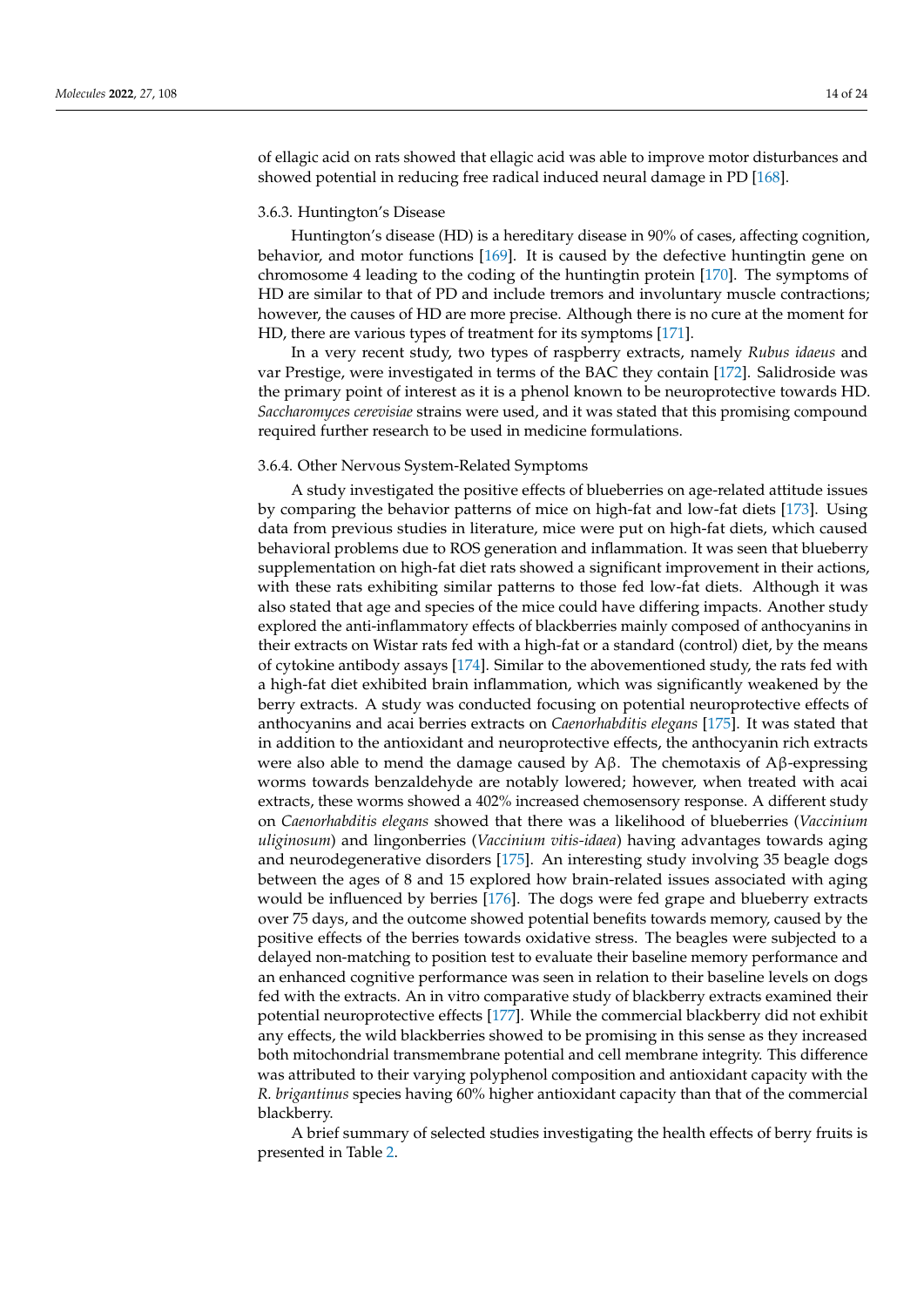of ellagic acid on rats showed that ellagic acid was able to improve motor disturbances and showed potential in reducing free radical induced neural damage in PD [168].

#### 3.6.3. Huntington's Disease

Huntington's disease (HD) is a hereditary disease in 90% of cases, affecting cognition, behavior, and motor functions [169]. It is caused by the defective huntingtin gene on chromosome 4 leading to the coding of the huntingtin protein [170]. The symptoms of HD are similar to that of PD and include tremors and involuntary muscle contractions; however, the causes of HD are more precise. Although there is no cure at the moment for HD, there are various types of treatment for its symptoms [171].

In a very recent study, two types of raspberry extracts, namely *Rubus idaeus* and var Prestige, were investigated in terms of the BAC they contain [172]. Salidroside was the primary point of interest as it is a phenol known to be neuroprotective towards HD. *Saccharomyces cerevisiae* strains were used, and it was stated that this promising compound required further research to be used in medicine formulations.

#### 3.6.4. Other Nervous System-Related Symptoms

A study investigated the positive effects of blueberries on age-related attitude issues by comparing the behavior patterns of mice on high-fat and low-fat diets [173]. Using data from previous studies in literature, mice were put on high-fat diets, which caused behavioral problems due to ROS generation and inflammation. It was seen that blueberry supplementation on high-fat diet rats showed a significant improvement in their actions, with these rats exhibiting similar patterns to those fed low-fat diets. Although it was also stated that age and species of the mice could have differing impacts. Another study explored the anti-inflammatory effects of blackberries mainly composed of anthocyanins in their extracts on Wistar rats fed with a high-fat or a standard (control) diet, by the means of cytokine antibody assays [174]. Similar to the abovementioned study, the rats fed with a high-fat diet exhibited brain inflammation, which was significantly weakened by the berry extracts. A study was conducted focusing on potential neuroprotective effects of anthocyanins and acai berries extracts on *Caenorhabditis elegans* [175]. It was stated that in addition to the antioxidant and neuroprotective effects, the anthocyanin rich extracts were also able to mend the damage caused by Aβ. The chemotaxis of Aβ-expressing worms towards benzaldehyde are notably lowered; however, when treated with acai extracts, these worms showed a 402% increased chemosensory response. A different study on *Caenorhabditis elegans* showed that there was a likelihood of blueberries (*Vaccinium uliginosum*) and lingonberries (*Vaccinium vitis-idaea*) having advantages towards aging and neurodegenerative disorders [175]. An interesting study involving 35 beagle dogs between the ages of 8 and 15 explored how brain-related issues associated with aging would be influenced by berries [176]. The dogs were fed grape and blueberry extracts over 75 days, and the outcome showed potential benefits towards memory, caused by the positive effects of the berries towards oxidative stress. The beagles were subjected to a delayed non-matching to position test to evaluate their baseline memory performance and an enhanced cognitive performance was seen in relation to their baseline levels on dogs fed with the extracts. An in vitro comparative study of blackberry extracts examined their potential neuroprotective effects [177]. While the commercial blackberry did not exhibit any effects, the wild blackberries showed to be promising in this sense as they increased both mitochondrial transmembrane potential and cell membrane integrity. This difference was attributed to their varying polyphenol composition and antioxidant capacity with the *R. brigantinus* species having 60% higher antioxidant capacity than that of the commercial blackberry.

A brief summary of selected studies investigating the health effects of berry fruits is presented in Table 2.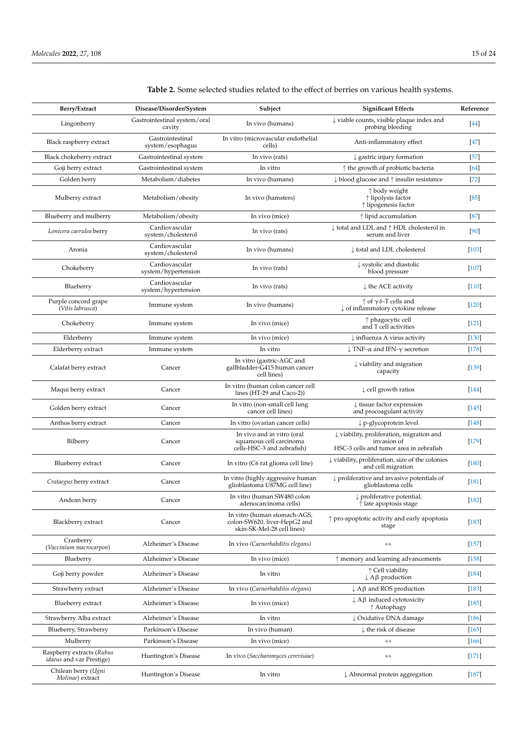**Table 2.** Some selected studies related to the effect of berries on various health systems.

| Berry/Extract | Disease/Disorder/System | Subject | Significant Effects | Reference |
|---|---|---|---|---|
| Lingonberry | Gastrointestinal system/oral cavity | In vivo (humans) | ↓ viable counts, visible plaque index and probing bleeding | [44] |
| Black raspberry extract | Gastrointestinal system/esophagus | In vitro (microvascular endothelial cells) | Anti-inflammatory effect | [47] |
| Black chokeberry extract | Gastrointestinal system | In vivo (rats) | ↓ gastric injury formation | [57] |
| Goji berry extract | Gastrointestinal system | In vitro | ↑ the growth of probiotic bacteria | [64] |
| Golden berry | Metabolism/diabetes | In vivo (humans) | ↓ blood glucose and ↑ insulin resistance | [72] |
| Mulberry extract | Metabolism/obesity | In vivo (hamsters) | ↑ body weight<br>↑ lipolysis factor<br>↑ lipogenesis factor | [85] |
| Blueberry and mulberry | Metabolism/obesity | In vivo (mice) | ↑ lipid accumulation | [87] |
| *Lonicera caerulea* berry | Cardiovascular system/cholesterol | In vivo (rats) | ↓ total and LDL and ↑ HDL cholesterol in serum and liver | [90] |
| Aronia | Cardiovascular system/cholesterol | In vivo (humans) | ↓ total and LDL cholesterol | [103] |
| Chokeberry | Cardiovascular system/hypertension | In vivo (rats) | ↓ systolic and diastolic blood pressure | [107] |
| Blueberry | Cardiovascular system/hypertension | In vivo (rats) | ↓ the ACE activity | [110] |
| Purple concord grape (*Vitis labrusca*) | Immune system | In vivo (humans) | ↑ of $\gamma\delta$-T cells and ↓ of inflammatory cytokine release | [120] |
| Chokeberry | Immune system | In vivo (mice) | ↑ phagocytic cell and T cell activities | [121] |
| Elderberry | Immune system | In vivo (mice) | ↓ influenza A virus activity | [130] |
| Elderberry extract | Immune system | In vitro | ↓ TNF-$\alpha$ and IFN-$\gamma$ secretion | [178] |
| Calafat berry extract | Cancer | In vitro (gastric-AGC and gallbladder-G415 human cancer cell lines) | ↓ viability and migration capacity | [139] |
| Maqui berry extract | Cancer | In vitro (human colon cancer cell lines (HT-29 and Caco-2)) | ↓ cell growth ratios | [144] |
| Golden berry extract | Cancer | In vitro (non-small cell lung cancer cell lines) | ↓ tissue factor expression and procoagulant activity | [145] |
| Anthos berry extract | Cancer | In vitro (ovarian cancer cells) | ↓ p-glycoprotein level | [148] |
| Bilberry | Cancer | In vivo and in vitro (oral squamous cell carcinoma cells-HSC-3 and zebrafish) | ↓ viability, proliferation, migration and invasion of HSC-3 cells and tumor area in zebrafish | [179] |
| Blueberry extract | Cancer | In vitro (C6 rat glioma cell line) | ↓ viability, proliferation, size of the colonies and cell migration | [180] |
| *Crataegus* berry extract | Cancer | In vitro (highly aggressive human glioblastoma U87MG cell line) | ↓ proliferative and invasive potentials of glioblastoma cells | [181] |
| Andean berry | Cancer | In vitro (human SW480 colon adenocarcinoma cells) | ↓ proliferative potential, ↑ late apoptosis stage | [182] |
| Blackberry extract | Cancer | In vitro (human stomach-AGS, colon-SW620, liver-HepG2 and skin-SK-Mel-28 cell lines) | ↑ pro-apoptotic activity and early apoptosis stage | [183] |
| Cranberry (*Vaccinium macrocarpon*) | Alzheimer's Disease | In vivo (*Caenorhabditis elegans*) | ↔ | [157] |
| Blueberry | Alzheimer's Disease | In vivo (mice) | ↑ memory and learning advancements | [158] |
| Goji berry powder | Alzheimer's Disease | In vitro | ↑ Cell viability<br>↓ A$\beta$ production | [184] |
| Strawberry extract | Alzheimer's Disease | In vivo (*Caenorhabditis elegans*) | ↓ A$\beta$ and ROS production | [183] |
| Blueberry extract | Alzheimer's Disease | In vivo (mice) | ↓ A$\beta$ induced cytotoxicity<br>↑ Autophagy | [185] |
| Strawberry Alba extract | Alzheimer's Disease | In vitro | ↓ Oxidative DNA damage | [186] |
| Blueberry, Strawberry | Parkinson's Disease | In vivo (human) | ↓ the risk of disease | [165] |
| Mulberry | Parkinson's Disease | In vivo (mice) | ↔ | [166] |
| Raspberry extracts (*Rubus idaeus* and var Prestige) | Huntington's Disease | In vivo (*Saccharomyces cerevisiae*) | ↔ | [171] |
| Chilean berry (*Ugni Molinae*) extract | Huntington's Disease | In vitro | ↓ Abnormal protein aggregation | [187] |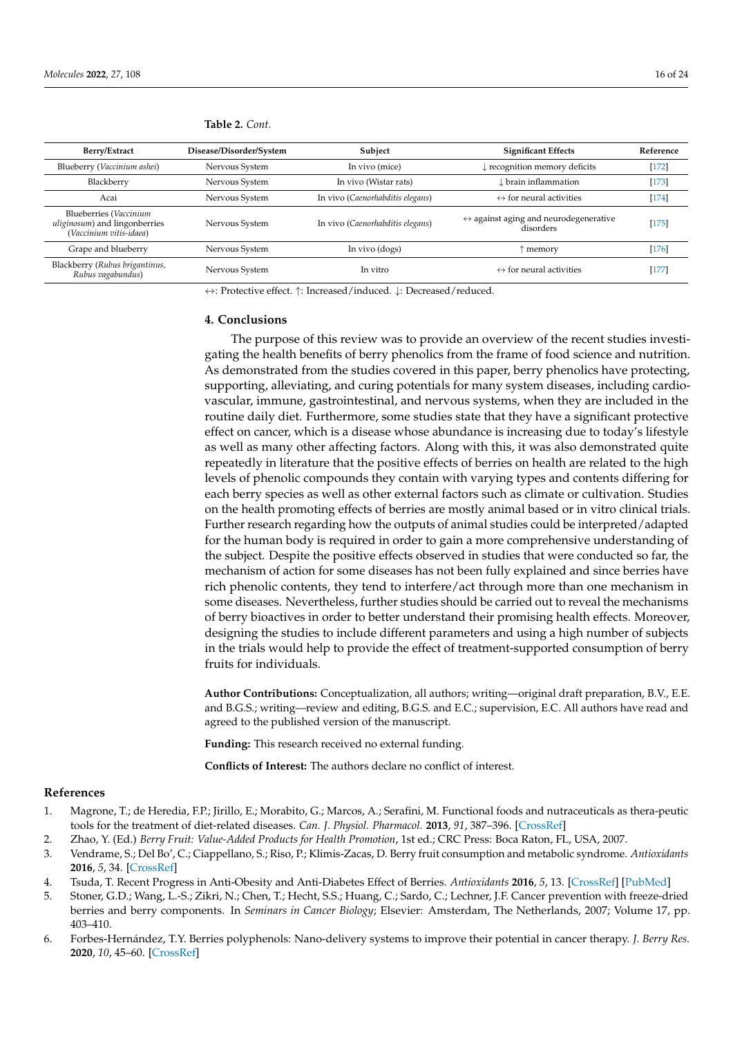**Table 2.** *Cont.*

| Berry/Extract | Disease/Disorder/System | Subject | Significant Effects | Reference |
| --- | --- | --- | --- | --- |
| Blueberry (*Vaccinium ashei*) | Nervous System | In vivo (mice) | ↓ recognition memory deficits | [172] |
| Blackberry | Nervous System | In vivo (Wistar rats) | ↓ brain inflammation | [173] |
| Acai | Nervous System | In vivo (*Caenorhabditis elegans*) | ↔ for neural activities | [174] |
| Blueberries (*Vaccinium uliginosum*) and lingonberries (*Vaccinium vitis-idaea*) | Nervous System | In vivo (*Caenorhabditis elegans*) | ↔ against aging and neurodegenerative disorders | [175] |
| Grape and blueberry | Nervous System | In vivo (dogs) | ↑ memory | [176] |
| Blackberry (*Rubus brigantinus*, *Rubus vagabundus*) | Nervous System | In vitro | ↔ for neural activities | [177] |

↔: Protective effect. ↑: Increased/induced. ↓: Decreased/reduced.

## 4. Conclusions

The purpose of this review was to provide an overview of the recent studies investigating the health benefits of berry phenolics from the frame of food science and nutrition. As demonstrated from the studies covered in this paper, berry phenolics have protecting, supporting, alleviating, and curing potentials for many system diseases, including cardiovascular, immune, gastrointestinal, and nervous systems, when they are included in the routine daily diet. Furthermore, some studies state that they have a significant protective effect on cancer, which is a disease whose abundance is increasing due to today's lifestyle as well as many other affecting factors. Along with this, it was also demonstrated quite repeatedly in literature that the positive effects of berries on health are related to the high levels of phenolic compounds they contain with varying types and contents differing for each berry species as well as other external factors such as climate or cultivation. Studies on the health promoting effects of berries are mostly animal based or in vitro clinical trials. Further research regarding how the outputs of animal studies could be interpreted/adapted for the human body is required in order to gain a more comprehensive understanding of the subject. Despite the positive effects observed in studies that were conducted so far, the mechanism of action for some diseases has not been fully explained and since berries have rich phenolic contents, they tend to interfere/act through more than one mechanism in some diseases. Nevertheless, further studies should be carried out to reveal the mechanisms of berry bioactives in order to better understand their promising health effects. Moreover, designing the studies to include different parameters and using a high number of subjects in the trials would help to provide the effect of treatment-supported consumption of berry fruits for individuals.

**Author Contributions:** Conceptualization, all authors; writing—original draft preparation, B.V., E.E. and B.G.S.; writing—review and editing, B.G.S. and E.C.; supervision, E.C. All authors have read and agreed to the published version of the manuscript.

**Funding:** This research received no external funding.

**Conflicts of Interest:** The authors declare no conflict of interest.

## References

1. Magrone, T.; de Heredia, F.P.; Jirillo, E.; Morabito, G.; Marcos, A.; Serafini, M. Functional foods and nutraceuticals as thera-peutic tools for the treatment of diet-related diseases. *Can. J. Physiol. Pharmacol.* **2013**, *91*, 387–396. [CrossRef]
2. Zhao, Y. (Ed.) *Berry Fruit: Value-Added Products for Health Promotion*, 1st ed.; CRC Press: Boca Raton, FL, USA, 2007.
3. Vendrame, S.; Del Bo', C.; Ciappellano, S.; Riso, P.; Klimis-Zacas, D. Berry fruit consumption and metabolic syndrome. *Antioxidants* **2016**, *5*, 34. [CrossRef]
4. Tsuda, T. Recent Progress in Anti-Obesity and Anti-Diabetes Effect of Berries. *Antioxidants* **2016**, *5*, 13. [CrossRef] [PubMed]
5. Stoner, G.D.; Wang, L.-S.; Zikri, N.; Chen, T.; Hecht, S.S.; Huang, C.; Sardo, C.; Lechner, J.F. Cancer prevention with freeze-dried berries and berry components. In *Seminars in Cancer Biology*; Elsevier: Amsterdam, The Netherlands, 2007; Volume 17, pp. 403–410.
6. Forbes-Hernández, T.Y. Berries polyphenols: Nano-delivery systems to improve their potential in cancer therapy. *J. Berry Res.* **2020**, *10*, 45–60. [CrossRef]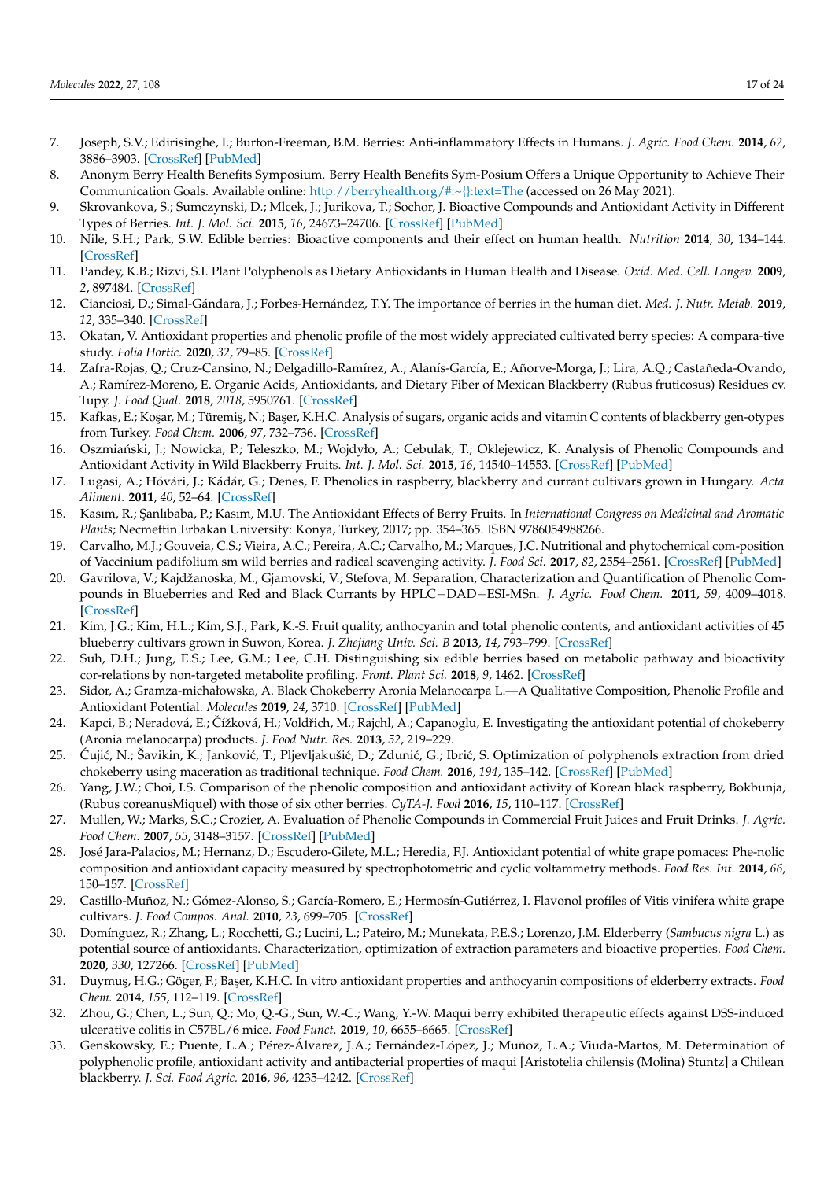7. Joseph, S.V.; Edirisinghe, I.; Burton-Freeman, B.M. Berries: Anti-inflammatory Effects in Humans. *J. Agric. Food Chem.* **2014**, *62*, 3886–3903. [CrossRef] [PubMed]
8. Anonym Berry Health Benefits Symposium. Berry Health Benefits Sym-Posium Offers a Unique Opportunity to Achieve Their Communication Goals. Available online: http://berryhealth.org/#:~{}:text=The (accessed on 26 May 2021).
9. Skrovankova, S.; Sumczynski, D.; Mlcek, J.; Jurikova, T.; Sochor, J. Bioactive Compounds and Antioxidant Activity in Different Types of Berries. *Int. J. Mol. Sci.* **2015**, *16*, 24673–24706. [CrossRef] [PubMed]
10. Nile, S.H.; Park, S.W. Edible berries: Bioactive components and their effect on human health. *Nutrition* **2014**, *30*, 134–144. [CrossRef]
11. Pandey, K.B.; Rizvi, S.I. Plant Polyphenols as Dietary Antioxidants in Human Health and Disease. *Oxid. Med. Cell. Longev.* **2009**, *2*, 897484. [CrossRef]
12. Cianciosi, D.; Simal-Gándara, J.; Forbes-Hernández, T.Y. The importance of berries in the human diet. *Med. J. Nutr. Metab.* **2019**, *12*, 335–340. [CrossRef]
13. Okatan, V. Antioxidant properties and phenolic profile of the most widely appreciated cultivated berry species: A compara-tive study. *Folia Hortic.* **2020**, *32*, 79–85. [CrossRef]
14. Zafra-Rojas, Q.; Cruz-Cansino, N.; Delgadillo-Ramírez, A.; Alanís-García, E.; Añorve-Morga, J.; Lira, A.Q.; Castañeda-Ovando, A.; Ramírez-Moreno, E. Organic Acids, Antioxidants, and Dietary Fiber of Mexican Blackberry (Rubus fruticosus) Residues cv. Tupy. *J. Food Qual.* **2018**, *2018*, 5950761. [CrossRef]
15. Kafkas, E.; Koşar, M.; Türemiş, N.; Başer, K.H.C. Analysis of sugars, organic acids and vitamin C contents of blackberry gen-otypes from Turkey. *Food Chem.* **2006**, *97*, 732–736. [CrossRef]
16. Oszmiański, J.; Nowicka, P.; Teleszko, M.; Wojdyło, A.; Cebulak, T.; Oklejewicz, K. Analysis of Phenolic Compounds and Antioxidant Activity in Wild Blackberry Fruits. *Int. J. Mol. Sci.* **2015**, *16*, 14540–14553. [CrossRef] [PubMed]
17. Lugasi, A.; Hóvári, J.; Kádár, G.; Denes, F. Phenolics in raspberry, blackberry and currant cultivars grown in Hungary. *Acta Aliment.* **2011**, *40*, 52–64. [CrossRef]
18. Kasım, R.; Şanlıbaba, P.; Kasım, M.U. The Antioxidant Effects of Berry Fruits. In *International Congress on Medicinal and Aromatic Plants*; Necmettin Erbakan University: Konya, Turkey, 2017; pp. 354–365. ISBN 9786054988266.
19. Carvalho, M.J.; Gouveia, C.S.; Vieira, A.C.; Pereira, A.C.; Carvalho, M.; Marques, J.C. Nutritional and phytochemical com-position of Vaccinium padifolium sm wild berries and radical scavenging activity. *J. Food Sci.* **2017**, *82*, 2554–2561. [CrossRef] [PubMed]
20. Gavrilova, V.; Kajdžanoska, M.; Gjamovski, V.; Stefova, M. Separation, Characterization and Quantification of Phenolic Compounds in Blueberries and Red and Black Currants by HPLC−DAD−ESI-MSn. *J. Agric. Food Chem.* **2011**, *59*, 4009–4018. [CrossRef]
21. Kim, J.G.; Kim, H.L.; Kim, S.J.; Park, K.-S. Fruit quality, anthocyanin and total phenolic contents, and antioxidant activities of 45 blueberry cultivars grown in Suwon, Korea. *J. Zhejiang Univ. Sci. B* **2013**, *14*, 793–799. [CrossRef]
22. Suh, D.H.; Jung, E.S.; Lee, G.M.; Lee, C.H. Distinguishing six edible berries based on metabolic pathway and bioactivity cor-relations by non-targeted metabolite profiling. *Front. Plant Sci.* **2018**, *9*, 1462. [CrossRef]
23. Sidor, A.; Gramza-michałowska, A. Black Chokeberry Aronia Melanocarpa L.—A Qualitative Composition, Phenolic Profile and Antioxidant Potential. *Molecules* **2019**, *24*, 3710. [CrossRef] [PubMed]
24. Kapci, B.; Neradová, E.; Čížková, H.; Voldřich, M.; Rajchl, A.; Capanoglu, E. Investigating the antioxidant potential of chokeberry (Aronia melanocarpa) products. *J. Food Nutr. Res.* **2013**, *52*, 219–229.
25. Ćujić, N.; Šavikin, K.; Janković, T.; Pljevljakušić, D.; Zdunić, G.; Ibrić, S. Optimization of polyphenols extraction from dried chokeberry using maceration as traditional technique. *Food Chem.* **2016**, *194*, 135–142. [CrossRef] [PubMed]
26. Yang, J.W.; Choi, I.S. Comparison of the phenolic composition and antioxidant activity of Korean black raspberry, Bokbunja, (Rubus coreanusMiquel) with those of six other berries. *CyTA-J. Food* **2016**, *15*, 110–117. [CrossRef]
27. Mullen, W.; Marks, S.C.; Crozier, A. Evaluation of Phenolic Compounds in Commercial Fruit Juices and Fruit Drinks. *J. Agric. Food Chem.* **2007**, *55*, 3148–3157. [CrossRef] [PubMed]
28. José Jara-Palacios, M.; Hernanz, D.; Escudero-Gilete, M.L.; Heredia, F.J. Antioxidant potential of white grape pomaces: Phe-nolic composition and antioxidant capacity measured by spectrophotometric and cyclic voltammetry methods. *Food Res. Int.* **2014**, *66*, 150–157. [CrossRef]
29. Castillo-Muñoz, N.; Gómez-Alonso, S.; García-Romero, E.; Hermosín-Gutiérrez, I. Flavonol profiles of Vitis vinifera white grape cultivars. *J. Food Compos. Anal.* **2010**, *23*, 699–705. [CrossRef]
30. Domínguez, R.; Zhang, L.; Rocchetti, G.; Lucini, L.; Pateiro, M.; Munekata, P.E.S.; Lorenzo, J.M. Elderberry (*Sambucus nigra* L.) as potential source of antioxidants. Characterization, optimization of extraction parameters and bioactive properties. *Food Chem.* **2020**, *330*, 127266. [CrossRef] [PubMed]
31. Duymuş, H.G.; Göger, F.; Başer, K.H.C. In vitro antioxidant properties and anthocyanin compositions of elderberry extracts. *Food Chem.* **2014**, *155*, 112–119. [CrossRef]
32. Zhou, G.; Chen, L.; Sun, Q.; Mo, Q.-G.; Sun, W.-C.; Wang, Y.-W. Maqui berry exhibited therapeutic effects against DSS-induced ulcerative colitis in C57BL/6 mice. *Food Funct.* **2019**, *10*, 6655–6665. [CrossRef]
33. Genskowsky, E.; Puente, L.A.; Pérez-Álvarez, J.A.; Fernández-López, J.; Muñoz, L.A.; Viuda-Martos, M. Determination of polyphenolic profile, antioxidant activity and antibacterial properties of maqui [Aristotelia chilensis (Molina) Stuntz] a Chilean blackberry. *J. Sci. Food Agric.* **2016**, *96*, 4235–4242. [CrossRef]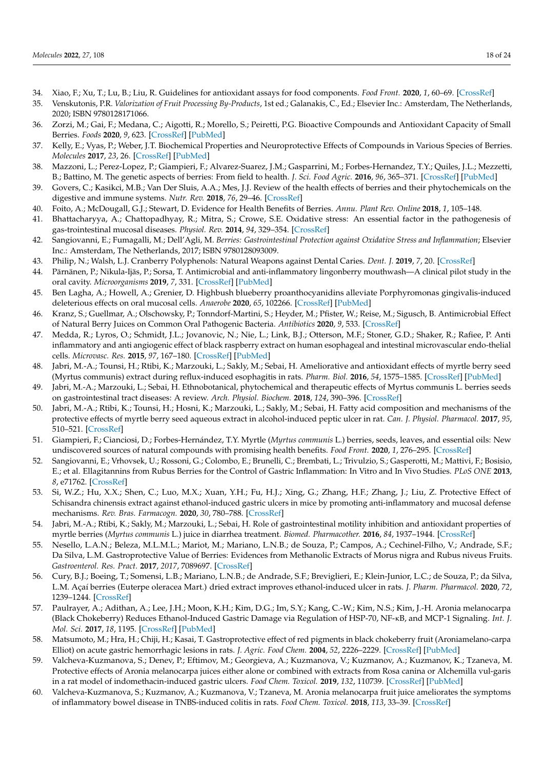34. Xiao, F.; Xu, T.; Lu, B.; Liu, R. Guidelines for antioxidant assays for food components. *Food Front.* **2020**, *1*, 60–69. [CrossRef]
35. Venskutonis, P.R. *Valorization of Fruit Processing By-Products*, 1st ed.; Galanakis, C., Ed.; Elsevier Inc.: Amsterdam, The Netherlands, 2020; ISBN 9780128171066.
36. Zorzi, M.; Gai, F.; Medana, C.; Aigotti, R.; Morello, S.; Peiretti, P.G. Bioactive Compounds and Antioxidant Capacity of Small Berries. *Foods* **2020**, *9*, 623. [CrossRef] [PubMed]
37. Kelly, E.; Vyas, P.; Weber, J.T. Biochemical Properties and Neuroprotective Effects of Compounds in Various Species of Berries. *Molecules* **2017**, *23*, 26. [CrossRef] [PubMed]
38. Mazzoni, L.; Perez-Lopez, P.; Giampieri, F.; Alvarez-Suarez, J.M.; Gasparrini, M.; Forbes-Hernandez, T.Y.; Quiles, J.L.; Mezzetti, B.; Battino, M. The genetic aspects of berries: From field to health. *J. Sci. Food Agric.* **2016**, *96*, 365–371. [CrossRef] [PubMed]
39. Govers, C.; Kasikci, M.B.; Van Der Sluis, A.A.; Mes, J.J. Review of the health effects of berries and their phytochemicals on the digestive and immune systems. *Nutr. Rev.* **2018**, *76*, 29–46. [CrossRef]
40. Foito, A.; McDougall, G.J.; Stewart, D. Evidence for Health Benefits of Berries. *Annu. Plant Rev. Online* **2018**, *1*, 105–148.
41. Bhattacharyya, A.; Chattopadhyay, R.; Mitra, S.; Crowe, S.E. Oxidative stress: An essential factor in the pathogenesis of gas-trointestinal mucosal diseases. *Physiol. Rev.* **2014**, *94*, 329–354. [CrossRef]
42. Sangiovanni, E.; Fumagalli, M.; Dell'Agli, M. *Berries: Gastrointestinal Protection against Oxidative Stress and Inflammation*; Elsevier Inc.: Amsterdam, The Netherlands, 2017; ISBN 9780128093009.
43. Philip, N.; Walsh, L.J. Cranberry Polyphenols: Natural Weapons against Dental Caries. *Dent. J.* **2019**, *7*, 20. [CrossRef]
44. Pärnänen, P.; Nikula-Ijäs, P.; Sorsa, T. Antimicrobial and anti-inflammatory lingonberry mouthwash—A clinical pilot study in the oral cavity. *Microorganisms* **2019**, *7*, 331. [CrossRef] [PubMed]
45. Ben Lagha, A.; Howell, A.; Grenier, D. Highbush blueberry proanthocyanidins alleviate Porphyromonas gingivalis-induced deleterious effects on oral mucosal cells. *Anaerobe* **2020**, *65*, 102266. [CrossRef] [PubMed]
46. Kranz, S.; Guellmar, A.; Olschowsky, P.; Tonndorf-Martini, S.; Heyder, M.; Pfister, W.; Reise, M.; Sigusch, B. Antimicrobial Effect of Natural Berry Juices on Common Oral Pathogenic Bacteria. *Antibiotics* **2020**, *9*, 533. [CrossRef]
47. Medda, R.; Lyros, O.; Schmidt, J.L.; Jovanovic, N.; Nie, L.; Link, B.J.; Otterson, M.F.; Stoner, G.D.; Shaker, R.; Rafiee, P. Anti inflammatory and anti angiogenic effect of black raspberry extract on human esophageal and intestinal microvascular endo-thelial cells. *Microvasc. Res.* **2015**, *97*, 167–180. [CrossRef] [PubMed]
48. Jabri, M.-A.; Tounsi, H.; Rtibi, K.; Marzouki, L.; Sakly, M.; Sebai, H. Ameliorative and antioxidant effects of myrtle berry seed (Myrtus communis) extract during reflux-induced esophagitis in rats. *Pharm. Biol.* **2016**, *54*, 1575–1585. [CrossRef] [PubMed]
49. Jabri, M.-A.; Marzouki, L.; Sebai, H. Ethnobotanical, phytochemical and therapeutic effects of Myrtus communis L. berries seeds on gastrointestinal tract diseases: A review. *Arch. Physiol. Biochem.* **2018**, *124*, 390–396. [CrossRef]
50. Jabri, M.-A.; Rtibi, K.; Tounsi, H.; Hosni, K.; Marzouki, L.; Sakly, M.; Sebai, H. Fatty acid composition and mechanisms of the protective effects of myrtle berry seed aqueous extract in alcohol-induced peptic ulcer in rat. *Can. J. Physiol. Pharmacol.* **2017**, *95*, 510–521. [CrossRef]
51. Giampieri, F.; Cianciosi, D.; Forbes-Hernández, T.Y. Myrtle (*Myrtus communis* L.) berries, seeds, leaves, and essential oils: New undiscovered sources of natural compounds with promising health benefits. *Food Front.* **2020**, *1*, 276–295. [CrossRef]
52. Sangiovanni, E.; Vrhovsek, U.; Rossoni, G.; Colombo, E.; Brunelli, C.; Brembati, L.; Trivulzio, S.; Gasperotti, M.; Mattivi, F.; Bosisio, E.; et al. Ellagitannins from Rubus Berries for the Control of Gastric Inflammation: In Vitro and In Vivo Studies. *PLoS ONE* **2013**, *8*, e71762. [CrossRef]
53. Si, W.Z.; Hu, X.X.; Shen, C.; Luo, M.X.; Xuan, Y.H.; Fu, H.J.; Xing, G.; Zhang, H.F.; Zhang, J.; Liu, Z. Protective Effect of Schisandra chinensis extract against ethanol-induced gastric ulcers in mice by promoting anti-inflammatory and mucosal defense mechanisms. *Rev. Bras. Farmacogn.* **2020**, *30*, 780–788. [CrossRef]
54. Jabri, M.-A.; Rtibi, K.; Sakly, M.; Marzouki, L.; Sebai, H. Role of gastrointestinal motility inhibition and antioxidant properties of myrtle berries (*Myrtus communis* L.) juice in diarrhea treatment. *Biomed. Pharmacother.* **2016**, *84*, 1937–1944. [CrossRef]
55. Nesello, L.A.N.; Beleza, M.L.M.L.; Mariot, M.; Mariano, L.N.B.; de Souza, P.; Campos, A.; Cechinel-Filho, V.; Andrade, S.F.; Da Silva, L.M. Gastroprotective Value of Berries: Evidences from Methanolic Extracts of Morus nigra and Rubus niveus Fruits. *Gastroenterol. Res. Pract.* **2017**, *2017*, 7089697. [CrossRef]
56. Cury, B.J.; Boeing, T.; Somensi, L.B.; Mariano, L.N.B.; de Andrade, S.F.; Breviglieri, E.; Klein-Junior, L.C.; de Souza, P.; da Silva, L.M. Açaí berries (Euterpe oleracea Mart.) dried extract improves ethanol-induced ulcer in rats. *J. Pharm. Pharmacol.* **2020**, *72*, 1239–1244. [CrossRef]
57. Paulrayer, A.; Adithan, A.; Lee, J.H.; Moon, K.H.; Kim, D.G.; Im, S.Y.; Kang, C.-W.; Kim, N.S.; Kim, J.-H. Aronia melanocarpa (Black Chokeberry) Reduces Ethanol-Induced Gastric Damage via Regulation of HSP-70, NF-κB, and MCP-1 Signaling. *Int. J. Mol. Sci.* **2017**, *18*, 1195. [CrossRef] [PubMed]
58. Matsumoto, M.; Hra, H.; Chiji, H.; Kasai, T. Gastroprotective effect of red pigments in black chokeberry fruit (Aroniamelano-carpa Elliot) on acute gastric hemorrhagic lesions in rats. *J. Agric. Food Chem.* **2004**, *52*, 2226–2229. [CrossRef] [PubMed]
59. Valcheva-Kuzmanova, S.; Denev, P.; Eftimov, M.; Georgieva, A.; Kuzmanova, V.; Kuzmanov, A.; Kuzmanov, K.; Tzaneva, M. Protective effects of Aronia melanocarpa juices either alone or combined with extracts from Rosa canina or Alchemilla vul-garis in a rat model of indomethacin-induced gastric ulcers. *Food Chem. Toxicol.* **2019**, *132*, 110739. [CrossRef] [PubMed]
60. Valcheva-Kuzmanova, S.; Kuzmanov, A.; Kuzmanova, V.; Tzaneva, M. Aronia melanocarpa fruit juice ameliorates the symptoms of inflammatory bowel disease in TNBS-induced colitis in rats. *Food Chem. Toxicol.* **2018**, *113*, 33–39. [CrossRef]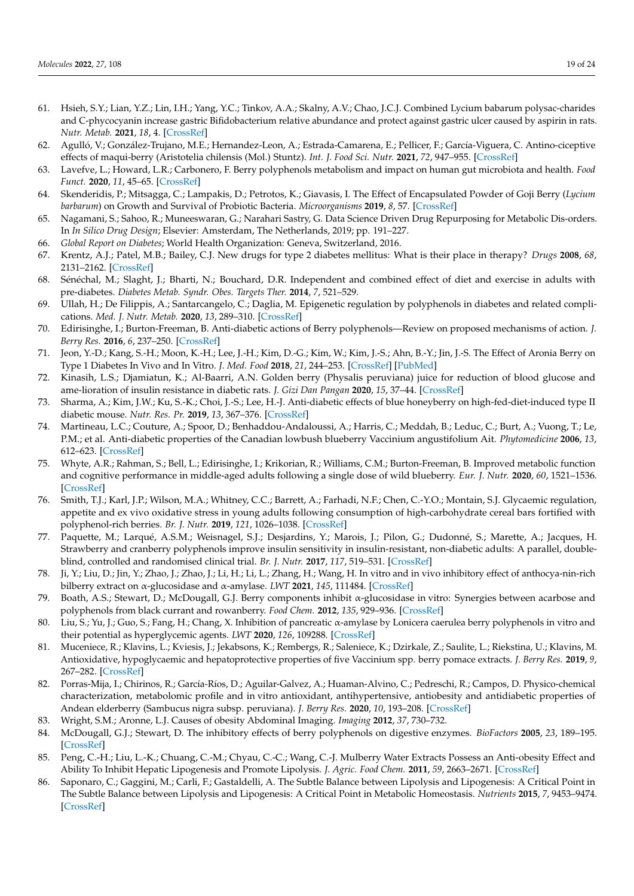61. Hsieh, S.Y.; Lian, Y.Z.; Lin, I.H.; Yang, Y.C.; Tinkov, A.A.; Skalny, A.V.; Chao, J.C.J. Combined Lycium babarum polysac-charides and C-phycocyanin increase gastric Bifidobacterium relative abundance and protect against gastric ulcer caused by aspirin in rats. *Nutr. Metab.* **2021**, *18*, 4. [CrossRef]
62. Agulló, V.; González-Trujano, M.E.; Hernandez-Leon, A.; Estrada-Camarena, E.; Pellicer, F.; García-Viguera, C. Antino-ciceptive effects of maqui-berry (Aristotelia chilensis (Mol.) Stuntz). *Int. J. Food Sci. Nutr.* **2021**, *72*, 947–955. [CrossRef]
63. Lavefve, L.; Howard, L.R.; Carbonero, F. Berry polyphenols metabolism and impact on human gut microbiota and health. *Food Funct.* **2020**, *11*, 45–65. [CrossRef]
64. Skenderidis, P.; Mitsagga, C.; Lampakis, D.; Petrotos, K.; Giavasis, I. The Effect of Encapsulated Powder of Goji Berry (*Lycium barbarum*) on Growth and Survival of Probiotic Bacteria. *Microorganisms* **2019**, *8*, 57. [CrossRef]
65. Nagamani, S.; Sahoo, R.; Muneeswaran, G.; Narahari Sastry, G. Data Science Driven Drug Repurposing for Metabolic Dis-orders. In *In Silico Drug Design*; Elsevier: Amsterdam, The Netherlands, 2019; pp. 191–227.
66. *Global Report on Diabetes*; World Health Organization: Geneva, Switzerland, 2016.
67. Krentz, A.J.; Patel, M.B.; Bailey, C.J. New drugs for type 2 diabetes mellitus: What is their place in therapy? *Drugs* **2008**, *68*, 2131–2162. [CrossRef]
68. Sénéchal, M.; Slaght, J.; Bharti, N.; Bouchard, D.R. Independent and combined effect of diet and exercise in adults with pre-diabetes. *Diabetes Metab. Syndr. Obes. Targets Ther.* **2014**, *7*, 521–529.
69. Ullah, H.; De Filippis, A.; Santarcangelo, C.; Daglia, M. Epigenetic regulation by polyphenols in diabetes and related compli-cations. *Med. J. Nutr. Metab.* **2020**, *13*, 289–310. [CrossRef]
70. Edirisinghe, I.; Burton-Freeman, B. Anti-diabetic actions of Berry polyphenols—Review on proposed mechanisms of action. *J. Berry Res.* **2016**, *6*, 237–250. [CrossRef]
71. Jeon, Y.-D.; Kang, S.-H.; Moon, K.-H.; Lee, J.-H.; Kim, D.-G.; Kim, W.; Kim, J.-S.; Ahn, B.-Y.; Jin, J.-S. The Effect of Aronia Berry on Type 1 Diabetes In Vivo and In Vitro. *J. Med. Food* **2018**, *21*, 244–253. [CrossRef] [PubMed]
72. Kinasih, L.S.; Djamiatun, K.; Al-Baarri, A.N. Golden berry (Physalis peruviana) juice for reduction of blood glucose and ame-lioration of insulin resistance in diabetic rats. *J. Gizi Dan Pangan* **2020**, *15*, 37–44. [CrossRef]
73. Sharma, A.; Kim, J.W.; Ku, S.-K.; Choi, J.-S.; Lee, H.-J. Anti-diabetic effects of blue honeyberry on high-fed-diet-induced type II diabetic mouse. *Nutr. Res. Pr.* **2019**, *13*, 367–376. [CrossRef]
74. Martineau, L.C.; Couture, A.; Spoor, D.; Benhaddou-Andaloussi, A.; Harris, C.; Meddah, B.; Leduc, C.; Burt, A.; Vuong, T.; Le, P.M.; et al. Anti-diabetic properties of the Canadian lowbush blueberry Vaccinium angustifolium Ait. *Phytomedicine* **2006**, *13*, 612–623. [CrossRef]
75. Whyte, A.R.; Rahman, S.; Bell, L.; Edirisinghe, I.; Krikorian, R.; Williams, C.M.; Burton-Freeman, B. Improved metabolic function and cognitive performance in middle-aged adults following a single dose of wild blueberry. *Eur. J. Nutr.* **2020**, *60*, 1521–1536. [CrossRef]
76. Smith, T.J.; Karl, J.P.; Wilson, M.A.; Whitney, C.C.; Barrett, A.; Farhadi, N.F.; Chen, C.-Y.O.; Montain, S.J. Glycaemic regulation, appetite and ex vivo oxidative stress in young adults following consumption of high-carbohydrate cereal bars fortified with polyphenol-rich berries. *Br. J. Nutr.* **2019**, *121*, 1026–1038. [CrossRef]
77. Paquette, M.; Larqué, A.S.M.; Weisnagel, S.J.; Desjardins, Y.; Marois, J.; Pilon, G.; Dudonné, S.; Marette, A.; Jacques, H. Strawberry and cranberry polyphenols improve insulin sensitivity in insulin-resistant, non-diabetic adults: A parallel, double-blind, controlled and randomised clinical trial. *Br. J. Nutr.* **2017**, *117*, 519–531. [CrossRef]
78. Ji, Y.; Liu, D.; Jin, Y.; Zhao, J.; Zhao, J.; Li, H.; Li, L.; Zhang, H.; Wang, H. In vitro and in vivo inhibitory effect of anthocya-nin-rich bilberry extract on α-glucosidase and α-amylase. *LWT* **2021**, *145*, 111484. [CrossRef]
79. Boath, A.S.; Stewart, D.; McDougall, G.J. Berry components inhibit α-glucosidase in vitro: Synergies between acarbose and polyphenols from black currant and rowanberry. *Food Chem.* **2012**, *135*, 929–936. [CrossRef]
80. Liu, S.; Yu, J.; Guo, S.; Fang, H.; Chang, X. Inhibition of pancreatic α-amylase by Lonicera caerulea berry polyphenols in vitro and their potential as hyperglycemic agents. *LWT* **2020**, *126*, 109288. [CrossRef]
81. Muceniece, R.; Klavins, L.; Kviesis, J.; Jekabsons, K.; Rembergs, R.; Saleniece, K.; Dzirkale, Z.; Saulite, L.; Riekstina, U.; Klavins, M. Antioxidative, hypoglycaemic and hepatoprotective properties of five Vaccinium spp. berry pomace extracts. *J. Berry Res.* **2019**, *9*, 267–282. [CrossRef]
82. Porras-Mija, I.; Chirinos, R.; García-Ríos, D.; Aguilar-Galvez, A.; Huaman-Alvino, C.; Pedreschi, R.; Campos, D. Physico-chemical characterization, metabolomic profile and in vitro antioxidant, antihypertensive, antiobesity and antidiabetic properties of Andean elderberry (Sambucus nigra subsp. peruviana). *J. Berry Res.* **2020**, *10*, 193–208. [CrossRef]
83. Wright, S.M.; Aronne, L.J. Causes of obesity Abdominal Imaging. *Imaging* **2012**, *37*, 730–732.
84. McDougall, G.J.; Stewart, D. The inhibitory effects of berry polyphenols on digestive enzymes. *BioFactors* **2005**, *23*, 189–195. [CrossRef]
85. Peng, C.-H.; Liu, L.-K.; Chuang, C.-M.; Chyau, C.-C.; Wang, C.-J. Mulberry Water Extracts Possess an Anti-obesity Effect and Ability To Inhibit Hepatic Lipogenesis and Promote Lipolysis. *J. Agric. Food Chem.* **2011**, *59*, 2663–2671. [CrossRef]
86. Saponaro, C.; Gaggini, M.; Carli, F.; Gastaldelli, A. The Subtle Balance between Lipolysis and Lipogenesis: A Critical Point in The Subtle Balance between Lipolysis and Lipogenesis: A Critical Point in Metabolic Homeostasis. *Nutrients* **2015**, *7*, 9453–9474. [CrossRef]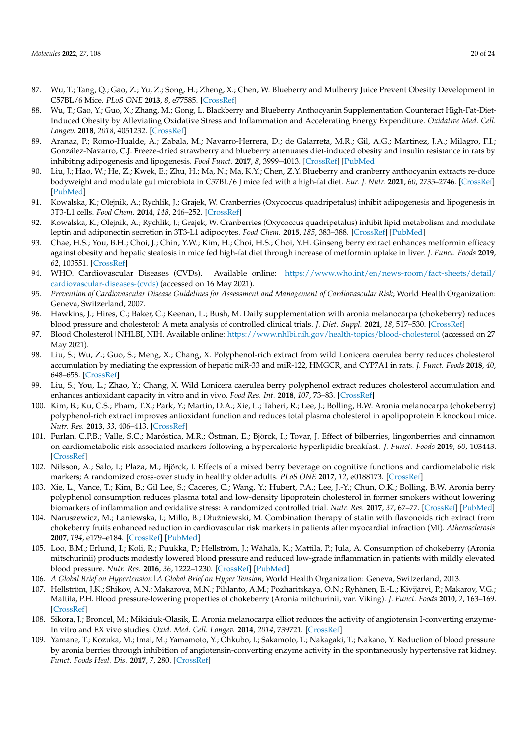87. Wu, T.; Tang, Q.; Gao, Z.; Yu, Z.; Song, H.; Zheng, X.; Chen, W. Blueberry and Mulberry Juice Prevent Obesity Development in C57BL/6 Mice. *PLoS ONE* **2013**, *8*, e77585. [CrossRef]
88. Wu, T.; Gao, Y.; Guo, X.; Zhang, M.; Gong, L. Blackberry and Blueberry Anthocyanin Supplementation Counteract High-Fat-Diet-Induced Obesity by Alleviating Oxidative Stress and Inflammation and Accelerating Energy Expenditure. *Oxidative Med. Cell. Longev.* **2018**, *2018*, 4051232. [CrossRef]
89. Aranaz, P.; Romo-Hualde, A.; Zabala, M.; Navarro-Herrera, D.; de Galarreta, M.R.; Gil, A.G.; Martinez, J.A.; Milagro, F.I.; González-Navarro, C.J. Freeze-dried strawberry and blueberry attenuates diet-induced obesity and insulin resistance in rats by inhibiting adipogenesis and lipogenesis. *Food Funct.* **2017**, *8*, 3999–4013. [CrossRef] [PubMed]
90. Liu, J.; Hao, W.; He, Z.; Kwek, E.; Zhu, H.; Ma, N.; Ma, K.Y.; Chen, Z.Y. Blueberry and cranberry anthocyanin extracts re-duce bodyweight and modulate gut microbiota in C57BL/6 J mice fed with a high-fat diet. *Eur. J. Nutr.* **2021**, *60*, 2735–2746. [CrossRef] [PubMed]
91. Kowalska, K.; Olejnik, A.; Rychlik, J.; Grajek, W. Cranberries (Oxycoccus quadripetalus) inhibit adipogenesis and lipogenesis in 3T3-L1 cells. *Food Chem.* **2014**, *148*, 246–252. [CrossRef]
92. Kowalska, K.; Olejnik, A.; Rychlik, J.; Grajek, W. Cranberries (Oxycoccus quadripetalus) inhibit lipid metabolism and modulate leptin and adiponectin secretion in 3T3-L1 adipocytes. *Food Chem.* **2015**, *185*, 383–388. [CrossRef] [PubMed]
93. Chae, H.S.; You, B.H.; Choi, J.; Chin, Y.W.; Kim, H.; Choi, H.S.; Choi, Y.H. Ginseng berry extract enhances metformin efficacy against obesity and hepatic steatosis in mice fed high-fat diet through increase of metformin uptake in liver. *J. Funct. Foods* **2019**, *62*, 103551. [CrossRef]
94. WHO. Cardiovascular Diseases (CVDs). Available online: https://www.who.int/en/news-room/fact-sheets/detail/cardiovascular-diseases-(cvds) (accessed on 16 May 2021).
95. *Prevention of Cardiovascular Disease Guidelines for Assessment and Management of Cardiovascular Risk*; World Health Organization: Geneva, Switzerland, 2007.
96. Hawkins, J.; Hires, C.; Baker, C.; Keenan, L.; Bush, M. Daily supplementation with aronia melanocarpa (chokeberry) reduces blood pressure and cholesterol: A meta analysis of controlled clinical trials. *J. Diet. Suppl.* **2021**, *18*, 517–530. [CrossRef]
97. Blood Cholesterol | NHLBI, NIH. Available online: https://www.nhlbi.nih.gov/health-topics/blood-cholesterol (accessed on 27 May 2021).
98. Liu, S.; Wu, Z.; Guo, S.; Meng, X.; Chang, X. Polyphenol-rich extract from wild Lonicera caerulea berry reduces cholesterol accumulation by mediating the expression of hepatic miR-33 and miR-122, HMGCR, and CYP7A1 in rats. *J. Funct. Foods* **2018**, *40*, 648–658. [CrossRef]
99. Liu, S.; You, L.; Zhao, Y.; Chang, X. Wild Lonicera caerulea berry polyphenol extract reduces cholesterol accumulation and enhances antioxidant capacity in vitro and in vivo. *Food Res. Int.* **2018**, *107*, 73–83. [CrossRef]
100. Kim, B.; Ku, C.S.; Pham, T.X.; Park, Y.; Martin, D.A.; Xie, L.; Taheri, R.; Lee, J.; Bolling, B.W. Aronia melanocarpa (chokeberry) polyphenol-rich extract improves antioxidant function and reduces total plasma cholesterol in apolipoprotein E knockout mice. *Nutr. Res.* **2013**, *33*, 406–413. [CrossRef]
101. Furlan, C.P.B.; Valle, S.C.; Maróstica, M.R.; Östman, E.; Björck, I.; Tovar, J. Effect of bilberries, lingonberries and cinnamon on cardiometabolic risk-associated markers following a hypercaloric-hyperlipidic breakfast. *J. Funct. Foods* **2019**, *60*, 103443. [CrossRef]
102. Nilsson, A.; Salo, I.; Plaza, M.; Björck, I. Effects of a mixed berry beverage on cognitive functions and cardiometabolic risk markers; A randomized cross-over study in healthy older adults. *PLoS ONE* **2017**, *12*, e0188173. [CrossRef]
103. Xie, L.; Vance, T.; Kim, B.; Gil Lee, S.; Caceres, C.; Wang, Y.; Hubert, P.A.; Lee, J.-Y.; Chun, O.K.; Bolling, B.W. Aronia berry polyphenol consumption reduces plasma total and low-density lipoprotein cholesterol in former smokers without lowering biomarkers of inflammation and oxidative stress: A randomized controlled trial. *Nutr. Res.* **2017**, *37*, 67–77. [CrossRef] [PubMed]
104. Naruszewicz, M.; Łaniewska, I.; Millo, B.; Dłużniewski, M. Combination therapy of statin with flavonoids rich extract from chokeberry fruits enhanced reduction in cardiovascular risk markers in patients after myocardial infraction (MI). *Atherosclerosis* **2007**, *194*, e179–e184. [CrossRef] [PubMed]
105. Loo, B.M.; Erlund, I.; Koli, R.; Puukka, P.; Hellström, J.; Wähälä, K.; Mattila, P.; Jula, A. Consumption of chokeberry (Aronia mitschurinii) products modestly lowered blood pressure and reduced low-grade inflammation in patients with mildly elevated blood pressure. *Nutr. Res.* **2016**, *36*, 1222–1230. [CrossRef] [PubMed]
106. *A Global Brief on Hypertension | A Global Brief on Hyper Tension*; World Health Organization: Geneva, Switzerland, 2013.
107. Hellström, J.K.; Shikov, A.N.; Makarova, M.N.; Pihlanto, A.M.; Pozharitskaya, O.N.; Ryhänen, E.-L.; Kivijärvi, P.; Makarov, V.G.; Mattila, P.H. Blood pressure-lowering properties of chokeberry (Aronia mitchurinii, var. Viking). *J. Funct. Foods* **2010**, *2*, 163–169. [CrossRef]
108. Sikora, J.; Broncel, M.; Mikiciuk-Olasik, E. Aronia melanocarpa elliot reduces the activity of angiotensin I-converting enzyme-In vitro and EX vivo studies. *Oxid. Med. Cell. Longev.* **2014**, *2014*, 739721. [CrossRef]
109. Yamane, T.; Kozuka, M.; Imai, M.; Yamamoto, Y.; Ohkubo, I.; Sakamoto, T.; Nakagaki, T.; Nakano, Y. Reduction of blood pressure by aronia berries through inhibition of angiotensin-converting enzyme activity in the spontaneously hypertensive rat kidney. *Funct. Foods Heal. Dis.* **2017**, *7*, 280. [CrossRef]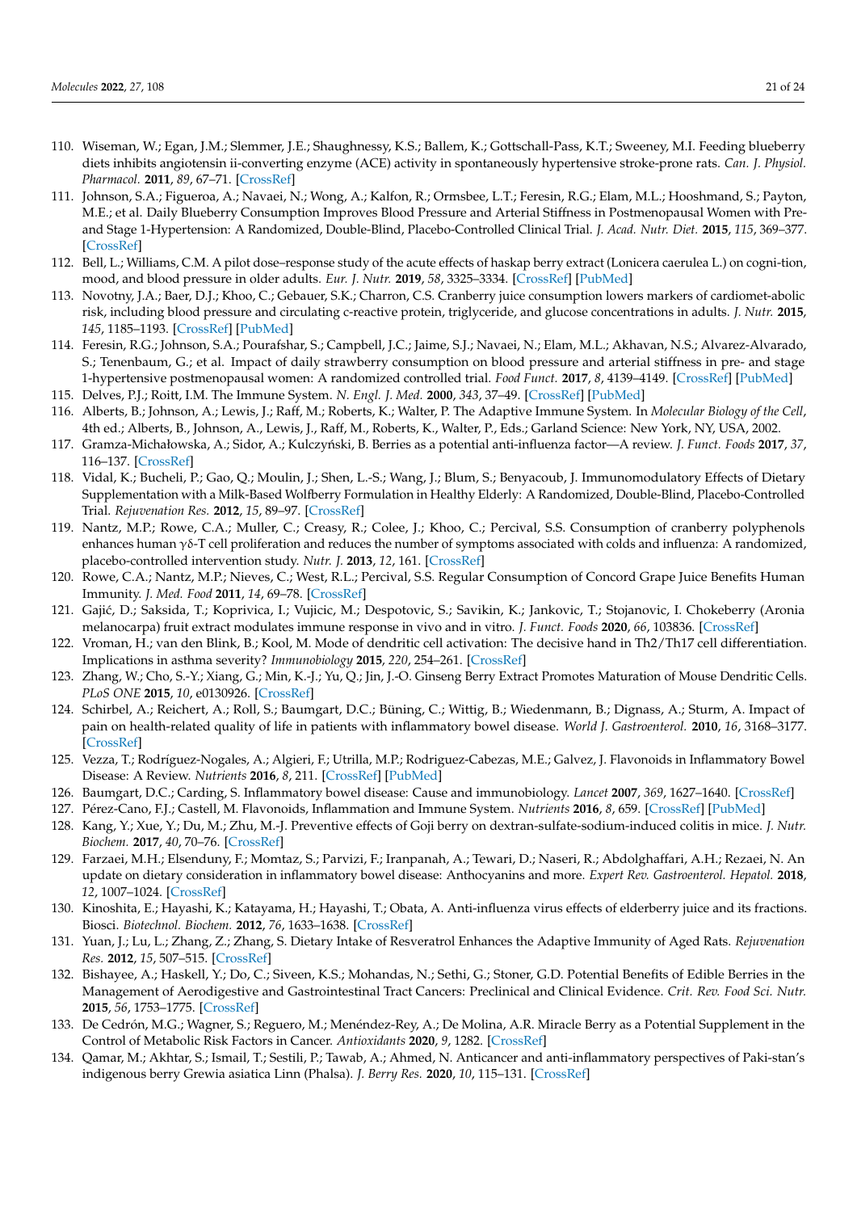110. Wiseman, W.; Egan, J.M.; Slemmer, J.E.; Shaughnessy, K.S.; Ballem, K.; Gottschall-Pass, K.T.; Sweeney, M.I. Feeding blueberry diets inhibits angiotensin ii-converting enzyme (ACE) activity in spontaneously hypertensive stroke-prone rats. *Can. J. Physiol. Pharmacol.* **2011**, *89*, 67–71. [CrossRef]
111. Johnson, S.A.; Figueroa, A.; Navaei, N.; Wong, A.; Kalfon, R.; Ormsbee, L.T.; Feresin, R.G.; Elam, M.L.; Hooshmand, S.; Payton, M.E.; et al. Daily Blueberry Consumption Improves Blood Pressure and Arterial Stiffness in Postmenopausal Women with Pre- and Stage 1-Hypertension: A Randomized, Double-Blind, Placebo-Controlled Clinical Trial. *J. Acad. Nutr. Diet.* **2015**, *115*, 369–377. [CrossRef]
112. Bell, L.; Williams, C.M. A pilot dose–response study of the acute effects of haskap berry extract (Lonicera caerulea L.) on cogni-tion, mood, and blood pressure in older adults. *Eur. J. Nutr.* **2019**, *58*, 3325–3334. [CrossRef] [PubMed]
113. Novotny, J.A.; Baer, D.J.; Khoo, C.; Gebauer, S.K.; Charron, C.S. Cranberry juice consumption lowers markers of cardiomet-abolic risk, including blood pressure and circulating c-reactive protein, triglyceride, and glucose concentrations in adults. *J. Nutr.* **2015**, *145*, 1185–1193. [CrossRef] [PubMed]
114. Feresin, R.G.; Johnson, S.A.; Pourafshar, S.; Campbell, J.C.; Jaime, S.J.; Navaei, N.; Elam, M.L.; Akhavan, N.S.; Alvarez-Alvarado, S.; Tenenbaum, G.; et al. Impact of daily strawberry consumption on blood pressure and arterial stiffness in pre- and stage 1-hypertensive postmenopausal women: A randomized controlled trial. *Food Funct.* **2017**, *8*, 4139–4149. [CrossRef] [PubMed]
115. Delves, P.J.; Roitt, I.M. The Immune System. *N. Engl. J. Med.* **2000**, *343*, 37–49. [CrossRef] [PubMed]
116. Alberts, B.; Johnson, A.; Lewis, J.; Raff, M.; Roberts, K.; Walter, P. The Adaptive Immune System. In *Molecular Biology of the Cell*, 4th ed.; Alberts, B., Johnson, A., Lewis, J., Raff, M., Roberts, K., Walter, P., Eds.; Garland Science: New York, NY, USA, 2002.
117. Gramza-Michałowska, A.; Sidor, A.; Kulczyński, B. Berries as a potential anti-influenza factor—A review. *J. Funct. Foods* **2017**, *37*, 116–137. [CrossRef]
118. Vidal, K.; Bucheli, P.; Gao, Q.; Moulin, J.; Shen, L.-S.; Wang, J.; Blum, S.; Benyacoub, J. Immunomodulatory Effects of Dietary Supplementation with a Milk-Based Wolfberry Formulation in Healthy Elderly: A Randomized, Double-Blind, Placebo-Controlled Trial. *Rejuvenation Res.* **2012**, *15*, 89–97. [CrossRef]
119. Nantz, M.P.; Rowe, C.A.; Muller, C.; Creasy, R.; Colee, J.; Khoo, C.; Percival, S.S. Consumption of cranberry polyphenols enhances human γδ-T cell proliferation and reduces the number of symptoms associated with colds and influenza: A randomized, placebo-controlled intervention study. *Nutr. J.* **2013**, *12*, 161. [CrossRef]
120. Rowe, C.A.; Nantz, M.P.; Nieves, C.; West, R.L.; Percival, S.S. Regular Consumption of Concord Grape Juice Benefits Human Immunity. *J. Med. Food* **2011**, *14*, 69–78. [CrossRef]
121. Gajić, D.; Saksida, T.; Koprivica, I.; Vujicic, M.; Despotovic, S.; Savikin, K.; Jankovic, T.; Stojanovic, I. Chokeberry (Aronia melanocarpa) fruit extract modulates immune response in vivo and in vitro. *J. Funct. Foods* **2020**, *66*, 103836. [CrossRef]
122. Vroman, H.; van den Blink, B.; Kool, M. Mode of dendritic cell activation: The decisive hand in Th2/Th17 cell differentiation. Implications in asthma severity? *Immunobiology* **2015**, *220*, 254–261. [CrossRef]
123. Zhang, W.; Cho, S.-Y.; Xiang, G.; Min, K.-J.; Yu, Q.; Jin, J.-O. Ginseng Berry Extract Promotes Maturation of Mouse Dendritic Cells. *PLoS ONE* **2015**, *10*, e0130926. [CrossRef]
124. Schirbel, A.; Reichert, A.; Roll, S.; Baumgart, D.C.; Büning, C.; Wittig, B.; Wiedenmann, B.; Dignass, A.; Sturm, A. Impact of pain on health-related quality of life in patients with inflammatory bowel disease. *World J. Gastroenterol.* **2010**, *16*, 3168–3177. [CrossRef]
125. Vezza, T.; Rodríguez-Nogales, A.; Algieri, F.; Utrilla, M.P.; Rodriguez-Cabezas, M.E.; Galvez, J. Flavonoids in Inflammatory Bowel Disease: A Review. *Nutrients* **2016**, *8*, 211. [CrossRef] [PubMed]
126. Baumgart, D.C.; Carding, S. Inflammatory bowel disease: Cause and immunobiology. *Lancet* **2007**, *369*, 1627–1640. [CrossRef]
127. Pérez-Cano, F.J.; Castell, M. Flavonoids, Inflammation and Immune System. *Nutrients* **2016**, *8*, 659. [CrossRef] [PubMed]
128. Kang, Y.; Xue, Y.; Du, M.; Zhu, M.-J. Preventive effects of Goji berry on dextran-sulfate-sodium-induced colitis in mice. *J. Nutr. Biochem.* **2017**, *40*, 70–76. [CrossRef]
129. Farzaei, M.H.; Elsenduny, F.; Momtaz, S.; Parvizi, F.; Iranpanah, A.; Tewari, D.; Naseri, R.; Abdolghaffari, A.H.; Rezaei, N. An update on dietary consideration in inflammatory bowel disease: Anthocyanins and more. *Expert Rev. Gastroenterol. Hepatol.* **2018**, *12*, 1007–1024. [CrossRef]
130. Kinoshita, E.; Hayashi, K.; Katayama, H.; Hayashi, T.; Obata, A. Anti-influenza virus effects of elderberry juice and its fractions. Biosci. *Biotechnol. Biochem.* **2012**, *76*, 1633–1638. [CrossRef]
131. Yuan, J.; Lu, L.; Zhang, Z.; Zhang, S. Dietary Intake of Resveratrol Enhances the Adaptive Immunity of Aged Rats. *Rejuvenation Res.* **2012**, *15*, 507–515. [CrossRef]
132. Bishayee, A.; Haskell, Y.; Do, C.; Siveen, K.S.; Mohandas, N.; Sethi, G.; Stoner, G.D. Potential Benefits of Edible Berries in the Management of Aerodigestive and Gastrointestinal Tract Cancers: Preclinical and Clinical Evidence. *Crit. Rev. Food Sci. Nutr.* **2015**, *56*, 1753–1775. [CrossRef]
133. De Cedrón, M.G.; Wagner, S.; Reguero, M.; Menéndez-Rey, A.; De Molina, A.R. Miracle Berry as a Potential Supplement in the Control of Metabolic Risk Factors in Cancer. *Antioxidants* **2020**, *9*, 1282. [CrossRef]
134. Qamar, M.; Akhtar, S.; Ismail, T.; Sestili, P.; Tawab, A.; Ahmed, N. Anticancer and anti-inflammatory perspectives of Paki-stan's indigenous berry Grewia asiatica Linn (Phalsa). *J. Berry Res.* **2020**, *10*, 115–131. [CrossRef]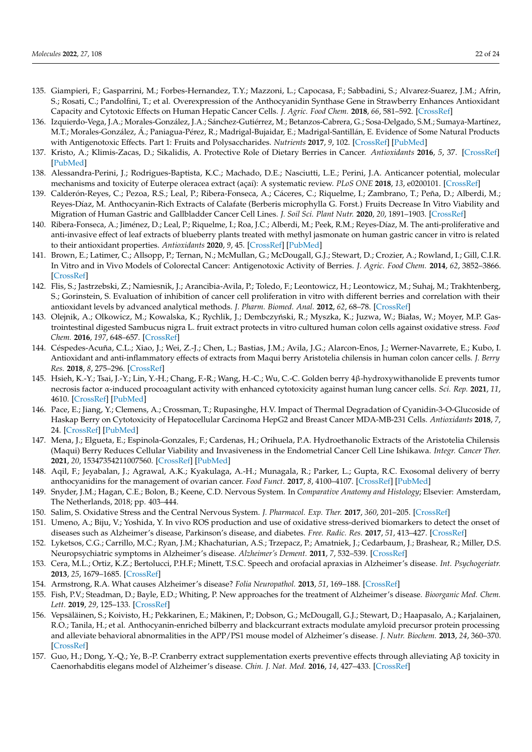135. Giampieri, F.; Gasparrini, M.; Forbes-Hernandez, T.Y.; Mazzoni, L.; Capocasa, F.; Sabbadini, S.; Alvarez-Suarez, J.M.; Afrin, S.; Rosati, C.; Pandolfini, T.; et al. Overexpression of the Anthocyanidin Synthase Gene in Strawberry Enhances Antioxidant Capacity and Cytotoxic Effects on Human Hepatic Cancer Cells. *J. Agric. Food Chem.* **2018**, *66*, 581–592. [CrossRef]
136. Izquierdo-Vega, J.A.; Morales-González, J.A.; Sánchez-Gutiérrez, M.; Betanzos-Cabrera, G.; Sosa-Delgado, S.M.; Sumaya-Martínez, M.T.; Morales-González, Á.; Paniagua-Pérez, R.; Madrigal-Bujaidar, E.; Madrigal-Santillán, E. Evidence of Some Natural Products with Antigenotoxic Effects. Part 1: Fruits and Polysaccharides. *Nutrients* **2017**, *9*, 102. [CrossRef] [PubMed]
137. Kristo, A.; Klimis-Zacas, D.; Sikalidis, A. Protective Role of Dietary Berries in Cancer. *Antioxidants* **2016**, *5*, 37. [CrossRef] [PubMed]
138. Alessandra-Perini, J.; Rodrigues-Baptista, K.C.; Machado, D.E.; Nasciutti, L.E.; Perini, J.A. Anticancer potential, molecular mechanisms and toxicity of Euterpe oleracea extract (açaí): A systematic review. *PLoS ONE* **2018**, *13*, e0200101. [CrossRef]
139. Calderón-Reyes, C.; Pezoa, R.S.; Leal, P.; Ribera-Fonseca, A.; Cáceres, C.; Riquelme, I.; Zambrano, T.; Peña, D.; Alberdi, M.; Reyes-Díaz, M. Anthocyanin-Rich Extracts of Calafate (Berberis microphylla G. Forst.) Fruits Decrease In Vitro Viability and Migration of Human Gastric and Gallbladder Cancer Cell Lines. *J. Soil Sci. Plant Nutr.* **2020**, *20*, 1891–1903. [CrossRef]
140. Ribera-Fonseca, A.; Jiménez, D.; Leal, P.; Riquelme, I.; Roa, J.C.; Alberdi, M.; Peek, R.M.; Reyes-Díaz, M. The anti-proliferative and anti-invasive effect of leaf extracts of blueberry plants treated with methyl jasmonate on human gastric cancer in vitro is related to their antioxidant properties. *Antioxidants* **2020**, *9*, 45. [CrossRef] [PubMed]
141. Brown, E.; Latimer, C.; Allsopp, P.; Ternan, N.; McMullan, G.; McDougall, G.J.; Stewart, D.; Crozier, A.; Rowland, I.; Gill, C.I.R. In Vitro and in Vivo Models of Colorectal Cancer: Antigenotoxic Activity of Berries. *J. Agric. Food Chem.* **2014**, *62*, 3852–3866. [CrossRef]
142. Flis, S.; Jastrzebski, Z.; Namiesnik, J.; Arancibia-Avila, P.; Toledo, F.; Leontowicz, H.; Leontowicz, M.; Suhaj, M.; Trakhtenberg, S.; Gorinstein, S. Evaluation of inhibition of cancer cell proliferation in vitro with different berries and correlation with their antioxidant levels by advanced analytical methods. *J. Pharm. Biomed. Anal.* **2012**, *62*, 68–78. [CrossRef]
143. Olejnik, A.; Olkowicz, M.; Kowalska, K.; Rychlik, J.; Dembczyński, R.; Myszka, K.; Juzwa, W.; Białas, W.; Moyer, M.P. Gastrointestinal digested Sambucus nigra L. fruit extract protects in vitro cultured human colon cells against oxidative stress. *Food Chem.* **2016**, *197*, 648–657. [CrossRef]
144. Céspedes-Acuña, C.L.; Xiao, J.; Wei, Z.-J.; Chen, L.; Bastias, J.M.; Avila, J.G.; Alarcon-Enos, J.; Werner-Navarrete, E.; Kubo, I. Antioxidant and anti-inflammatory effects of extracts from Maqui berry Aristotelia chilensis in human colon cancer cells. *J. Berry Res.* **2018**, *8*, 275–296. [CrossRef]
145. Hsieh, K.-Y.; Tsai, J.-Y.; Lin, Y.-H.; Chang, F.-R.; Wang, H.-C.; Wu, C.-C. Golden berry 4β-hydroxywithanolide E prevents tumor necrosis factor α-induced procoagulant activity with enhanced cytotoxicity against human lung cancer cells. *Sci. Rep.* **2021**, *11*, 4610. [CrossRef] [PubMed]
146. Pace, E.; Jiang, Y.; Clemens, A.; Crossman, T.; Rupasinghe, H.V. Impact of Thermal Degradation of Cyanidin-3-O-Glucoside of Haskap Berry on Cytotoxicity of Hepatocellular Carcinoma HepG2 and Breast Cancer MDA-MB-231 Cells. *Antioxidants* **2018**, *7*, 24. [CrossRef] [PubMed]
147. Mena, J.; Elgueta, E.; Espinola-Gonzales, F.; Cardenas, H.; Orihuela, P.A. Hydroethanolic Extracts of the Aristotelia Chilensis (Maqui) Berry Reduces Cellular Viability and Invasiveness in the Endometrial Cancer Cell Line Ishikawa. *Integr. Cancer Ther.* **2021**, *20*, 15347354211007560. [CrossRef] [PubMed]
148. Aqil, F.; Jeyabalan, J.; Agrawal, A.K.; Kyakulaga, A.-H.; Munagala, R.; Parker, L.; Gupta, R.C. Exosomal delivery of berry anthocyanidins for the management of ovarian cancer. *Food Funct.* **2017**, *8*, 4100–4107. [CrossRef] [PubMed]
149. Snyder, J.M.; Hagan, C.E.; Bolon, B.; Keene, C.D. Nervous System. In *Comparative Anatomy and Histology*; Elsevier: Amsterdam, The Netherlands, 2018; pp. 403–444.
150. Salim, S. Oxidative Stress and the Central Nervous System. *J. Pharmacol. Exp. Ther.* **2017**, *360*, 201–205. [CrossRef]
151. Umeno, A.; Biju, V.; Yoshida, Y. In vivo ROS production and use of oxidative stress-derived biomarkers to detect the onset of diseases such as Alzheimer's disease, Parkinson's disease, and diabetes. *Free. Radic. Res.* **2017**, *51*, 413–427. [CrossRef]
152. Lyketsos, C.G.; Carrillo, M.C.; Ryan, J.M.; Khachaturian, A.S.; Trzepacz, P.; Amatniek, J.; Cedarbaum, J.; Brashear, R.; Miller, D.S. Neuropsychiatric symptoms in Alzheimer's disease. *Alzheimer's Dement.* **2011**, *7*, 532–539. [CrossRef]
153. Cera, M.L.; Ortiz, K.Z.; Bertolucci, P.H.F.; Minett, T.S.C. Speech and orofacial apraxias in Alzheimer's disease. *Int. Psychogeriatr.* **2013**, *25*, 1679–1685. [CrossRef]
154. Armstrong, R.A. What causes Alzheimer's disease? *Folia Neuropathol.* **2013**, *51*, 169–188. [CrossRef]
155. Fish, P.V.; Steadman, D.; Bayle, E.D.; Whiting, P. New approaches for the treatment of Alzheimer's disease. *Bioorganic Med. Chem. Lett.* **2019**, *29*, 125–133. [CrossRef]
156. Vepsäläinen, S.; Koivisto, H.; Pekkarinen, E.; Mäkinen, P.; Dobson, G.; McDougall, G.J.; Stewart, D.; Haapasalo, A.; Karjalainen, R.O.; Tanila, H.; et al. Anthocyanin-enriched bilberry and blackcurrant extracts modulate amyloid precursor protein processing and alleviate behavioral abnormalities in the APP/PS1 mouse model of Alzheimer's disease. *J. Nutr. Biochem.* **2013**, *24*, 360–370. [CrossRef]
157. Guo, H.; Dong, Y.-Q.; Ye, B.-P. Cranberry extract supplementation exerts preventive effects through alleviating Aβ toxicity in Caenorhabditis elegans model of Alzheimer's disease. *Chin. J. Nat. Med.* **2016**, *14*, 427–433. [CrossRef]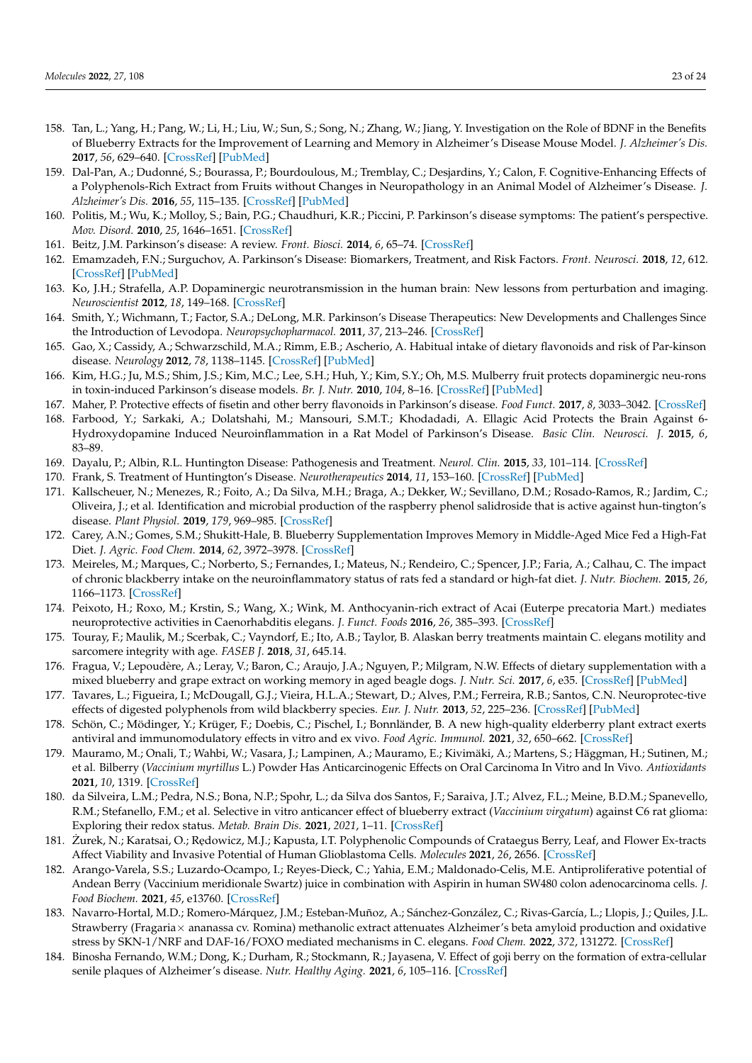158. Tan, L.; Yang, H.; Pang, W.; Li, H.; Liu, W.; Sun, S.; Song, N.; Zhang, W.; Jiang, Y. Investigation on the Role of BDNF in the Benefits of Blueberry Extracts for the Improvement of Learning and Memory in Alzheimer's Disease Mouse Model. *J. Alzheimer's Dis.* **2017**, *56*, 629–640. [CrossRef] [PubMed]
159. Dal-Pan, A.; Dudonné, S.; Bourassa, P.; Bourdoulous, M.; Tremblay, C.; Desjardins, Y.; Calon, F. Cognitive-Enhancing Effects of a Polyphenols-Rich Extract from Fruits without Changes in Neuropathology in an Animal Model of Alzheimer's Disease. *J. Alzheimer's Dis.* **2016**, *55*, 115–135. [CrossRef] [PubMed]
160. Politis, M.; Wu, K.; Molloy, S.; Bain, P.G.; Chaudhuri, K.R.; Piccini, P. Parkinson's disease symptoms: The patient's perspective. *Mov. Disord.* **2010**, *25*, 1646–1651. [CrossRef]
161. Beitz, J.M. Parkinson's disease: A review. *Front. Biosci.* **2014**, *6*, 65–74. [CrossRef]
162. Emamzadeh, F.N.; Surguchov, A. Parkinson's Disease: Biomarkers, Treatment, and Risk Factors. *Front. Neurosci.* **2018**, *12*, 612. [CrossRef] [PubMed]
163. Ko, J.H.; Strafella, A.P. Dopaminergic neurotransmission in the human brain: New lessons from perturbation and imaging. *Neuroscientist* **2012**, *18*, 149–168. [CrossRef]
164. Smith, Y.; Wichmann, T.; Factor, S.A.; DeLong, M.R. Parkinson's Disease Therapeutics: New Developments and Challenges Since the Introduction of Levodopa. *Neuropsychopharmacol.* **2011**, *37*, 213–246. [CrossRef]
165. Gao, X.; Cassidy, A.; Schwarzschild, M.A.; Rimm, E.B.; Ascherio, A. Habitual intake of dietary flavonoids and risk of Par-kinson disease. *Neurology* **2012**, *78*, 1138–1145. [CrossRef] [PubMed]
166. Kim, H.G.; Ju, M.S.; Shim, J.S.; Kim, M.C.; Lee, S.H.; Huh, Y.; Kim, S.Y.; Oh, M.S. Mulberry fruit protects dopaminergic neu-rons in toxin-induced Parkinson's disease models. *Br. J. Nutr.* **2010**, *104*, 8–16. [CrossRef] [PubMed]
167. Maher, P. Protective effects of fisetin and other berry flavonoids in Parkinson's disease. *Food Funct.* **2017**, *8*, 3033–3042. [CrossRef]
168. Farbood, Y.; Sarkaki, A.; Dolatshahi, M.; Mansouri, S.M.T.; Khodadadi, A. Ellagic Acid Protects the Brain Against 6-Hydroxydopamine Induced Neuroinflammation in a Rat Model of Parkinson's Disease. *Basic Clin. Neurosci. J.* **2015**, *6*, 83–89.
169. Dayalu, P.; Albin, R.L. Huntington Disease: Pathogenesis and Treatment. *Neurol. Clin.* **2015**, *33*, 101–114. [CrossRef]
170. Frank, S. Treatment of Huntington's Disease. *Neurotherapeutics* **2014**, *11*, 153–160. [CrossRef] [PubMed]
171. Kallscheuer, N.; Menezes, R.; Foito, A.; Da Silva, M.H.; Braga, A.; Dekker, W.; Sevillano, D.M.; Rosado-Ramos, R.; Jardim, C.; Oliveira, J.; et al. Identification and microbial production of the raspberry phenol salidroside that is active against hun-tington's disease. *Plant Physiol.* **2019**, *179*, 969–985. [CrossRef]
172. Carey, A.N.; Gomes, S.M.; Shukitt-Hale, B. Blueberry Supplementation Improves Memory in Middle-Aged Mice Fed a High-Fat Diet. *J. Agric. Food Chem.* **2014**, *62*, 3972–3978. [CrossRef]
173. Meireles, M.; Marques, C.; Norberto, S.; Fernandes, I.; Mateus, N.; Rendeiro, C.; Spencer, J.P.; Faria, A.; Calhau, C. The impact of chronic blackberry intake on the neuroinflammatory status of rats fed a standard or high-fat diet. *J. Nutr. Biochem.* **2015**, *26*, 1166–1173. [CrossRef]
174. Peixoto, H.; Roxo, M.; Krstin, S.; Wang, X.; Wink, M. Anthocyanin-rich extract of Acai (Euterpe precatoria Mart.) mediates neuroprotective activities in Caenorhabditis elegans. *J. Funct. Foods* **2016**, *26*, 385–393. [CrossRef]
175. Touray, F.; Maulik, M.; Scerbak, C.; Vayndorf, E.; Ito, A.B.; Taylor, B. Alaskan berry treatments maintain C. elegans motility and sarcomere integrity with age. *FASEB J.* **2018**, *31*, 645.14.
176. Fragua, V.; Lepoudère, A.; Leray, V.; Baron, C.; Araujo, J.A.; Nguyen, P.; Milgram, N.W. Effects of dietary supplementation with a mixed blueberry and grape extract on working memory in aged beagle dogs. *J. Nutr. Sci.* **2017**, *6*, e35. [CrossRef] [PubMed]
177. Tavares, L.; Figueira, I.; McDougall, G.J.; Vieira, H.L.A.; Stewart, D.; Alves, P.M.; Ferreira, R.B.; Santos, C.N. Neuroprotec-tive effects of digested polyphenols from wild blackberry species. *Eur. J. Nutr.* **2013**, *52*, 225–236. [CrossRef] [PubMed]
178. Schön, C.; Mödinger, Y.; Krüger, F.; Doebis, C.; Pischel, I.; Bonnländer, B. A new high-quality elderberry plant extract exerts antiviral and immunomodulatory effects in vitro and ex vivo. *Food Agric. Immunol.* **2021**, *32*, 650–662. [CrossRef]
179. Mauramo, M.; Onali, T.; Wahbi, W.; Vasara, J.; Lampinen, A.; Mauramo, E.; Kivimäki, A.; Martens, S.; Häggman, H.; Sutinen, M.; et al. Bilberry (*Vaccinium myrtillus* L.) Powder Has Anticarcinogenic Effects on Oral Carcinoma In Vitro and In Vivo. *Antioxidants* **2021**, *10*, 1319. [CrossRef]
180. da Silveira, L.M.; Pedra, N.S.; Bona, N.P.; Spohr, L.; da Silva dos Santos, F.; Saraiva, J.T.; Alvez, F.L.; Meine, B.D.M.; Spanevello, R.M.; Stefanello, F.M.; et al. Selective in vitro anticancer effect of blueberry extract (*Vaccinium virgatum*) against C6 rat glioma: Exploring their redox status. *Metab. Brain Dis.* **2021**, *2021*, 1–11. [CrossRef]
181. Żurek, N.; Karatsai, O.; Rędowicz, M.J.; Kapusta, I.T. Polyphenolic Compounds of Crataegus Berry, Leaf, and Flower Ex-tracts Affect Viability and Invasive Potential of Human Glioblastoma Cells. *Molecules* **2021**, *26*, 2656. [CrossRef]
182. Arango-Varela, S.S.; Luzardo-Ocampo, I.; Reyes-Dieck, C.; Yahia, E.M.; Maldonado-Celis, M.E. Antiproliferative potential of Andean Berry (Vaccinium meridionale Swartz) juice in combination with Aspirin in human SW480 colon adenocarcinoma cells. *J. Food Biochem.* **2021**, *45*, e13760. [CrossRef]
183. Navarro-Hortal, M.D.; Romero-Márquez, J.M.; Esteban-Muñoz, A.; Sánchez-González, C.; Rivas-García, L.; Llopis, J.; Quiles, J.L. Strawberry (Fragaria× ananassa cv. Romina) methanolic extract attenuates Alzheimer's beta amyloid production and oxidative stress by SKN-1/NRF and DAF-16/FOXO mediated mechanisms in C. elegans. *Food Chem.* **2022**, *372*, 131272. [CrossRef]
184. Binosha Fernando, W.M.; Dong, K.; Durham, R.; Stockmann, R.; Jayasena, V. Effect of goji berry on the formation of extra-cellular senile plaques of Alzheimer's disease. *Nutr. Healthy Aging.* **2021**, *6*, 105–116. [CrossRef]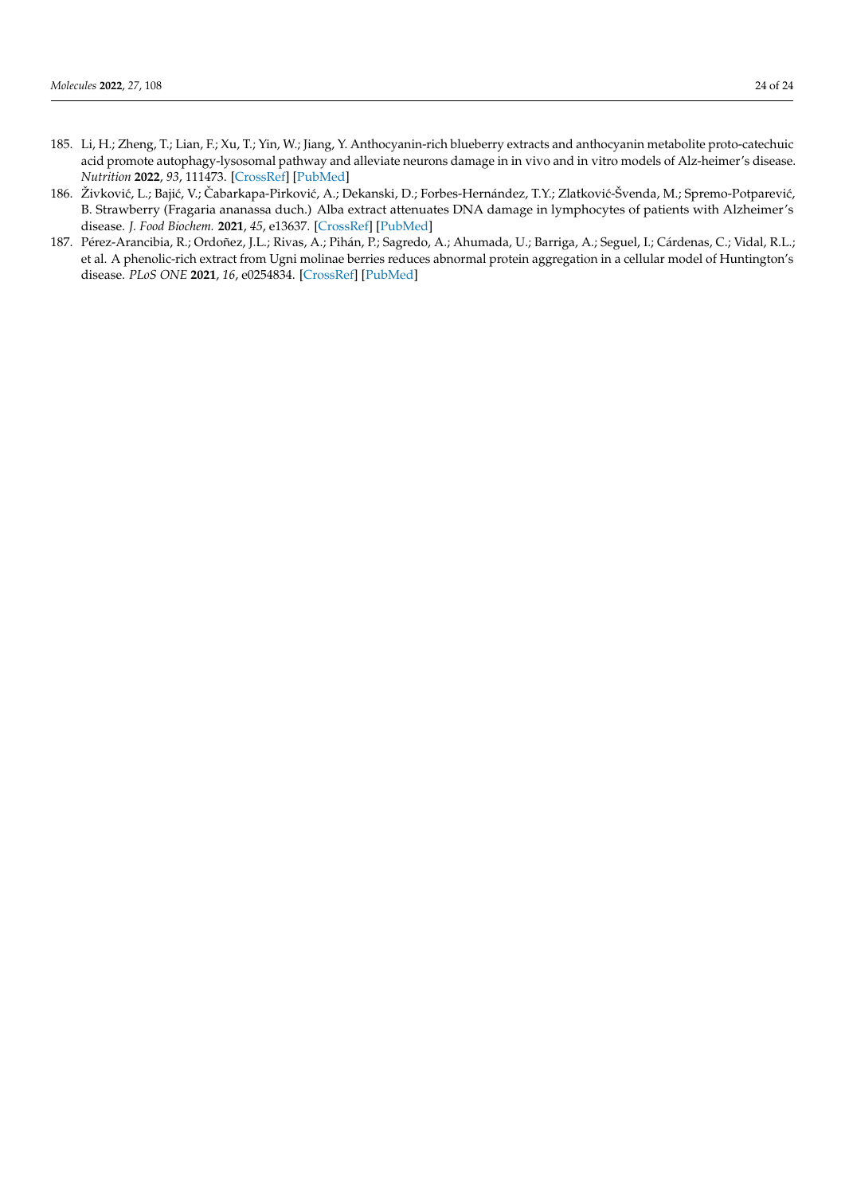185. Li, H.; Zheng, T.; Lian, F.; Xu, T.; Yin, W.; Jiang, Y. Anthocyanin-rich blueberry extracts and anthocyanin metabolite proto-catechuic acid promote autophagy-lysosomal pathway and alleviate neurons damage in in vivo and in vitro models of Alz-heimer's disease. *Nutrition* **2022**, *93*, 111473. [CrossRef] [PubMed]
186. Živković, L.; Bajić, V.; Čabarkapa-Pirković, A.; Dekanski, D.; Forbes-Hernández, T.Y.; Zlatković-Švenda, M.; Spremo-Potparević, B. Strawberry (Fragaria ananassa duch.) Alba extract attenuates DNA damage in lymphocytes of patients with Alzheimer's disease. *J. Food Biochem.* **2021**, *45*, e13637. [CrossRef] [PubMed]
187. Pérez-Arancibia, R.; Ordoñez, J.L.; Rivas, A.; Pihán, P.; Sagredo, A.; Ahumada, U.; Barriga, A.; Seguel, I.; Cárdenas, C.; Vidal, R.L.; et al. A phenolic-rich extract from Ugni molinae berries reduces abnormal protein aggregation in a cellular model of Huntington's disease. *PLoS ONE* **2021**, *16*, e0254834. [CrossRef] [PubMed]